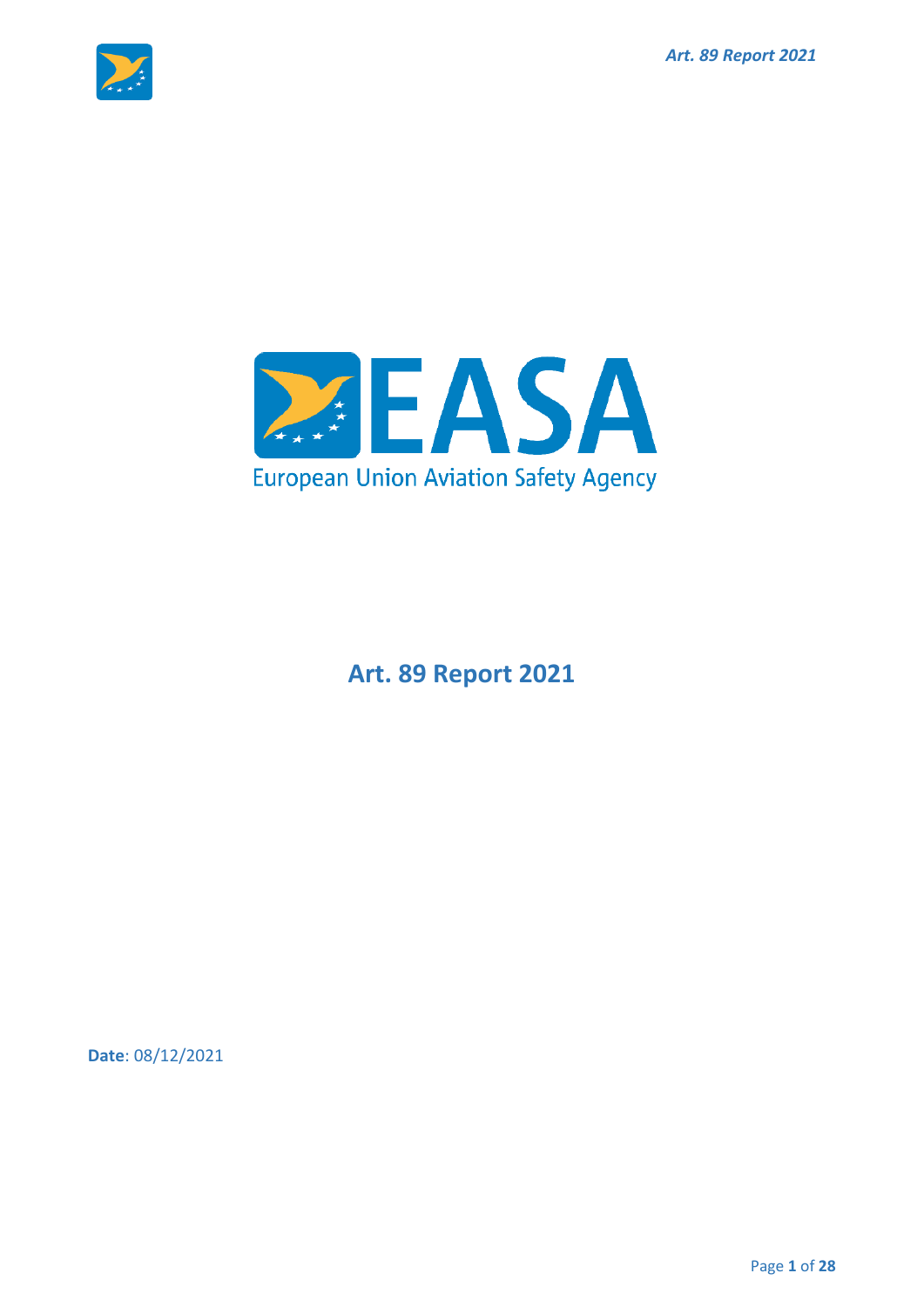European Union Aviation Safety Agency

# Art. 89 Report 2021

**Date**: 08/12/2021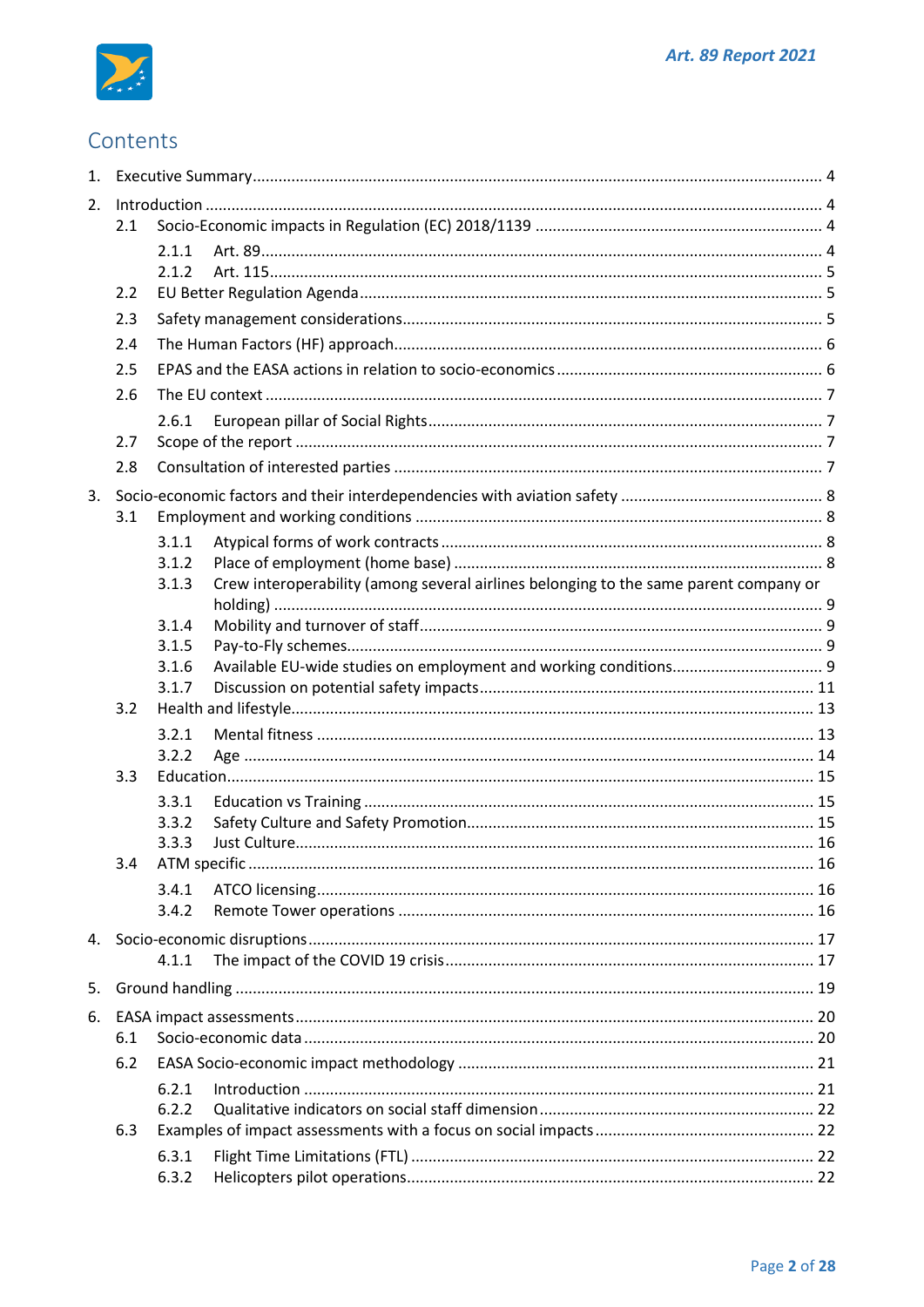# Contents

1. Executive Summary ... 4
2. Introduction ... 4
   - 2.1 Socio-Economic impacts in Regulation (EC) 2018/1139 ... 4
     - 2.1.1 Art. 89 ... 4
     - 2.1.2 Art. 115 ... 5
   - 2.2 EU Better Regulation Agenda ... 5
   - 2.3 Safety management considerations ... 5
   - 2.4 The Human Factors (HF) approach ... 6
   - 2.5 EPAS and the EASA actions in relation to socio-economics ... 6
   - 2.6 The EU context ... 7
     - 2.6.1 European pillar of Social Rights ... 7
   - 2.7 Scope of the report ... 7
   - 2.8 Consultation of interested parties ... 7
3. Socio-economic factors and their interdependencies with aviation safety ... 8
   - 3.1 Employment and working conditions ... 8
     - 3.1.1 Atypical forms of work contracts ... 8
     - 3.1.2 Place of employment (home base) ... 8
     - 3.1.3 Crew interoperability (among several airlines belonging to the same parent company or holding) ... 9
     - 3.1.4 Mobility and turnover of staff ... 9
     - 3.1.5 Pay-to-Fly schemes ... 9
     - 3.1.6 Available EU-wide studies on employment and working conditions ... 9
     - 3.1.7 Discussion on potential safety impacts ... 11
   - 3.2 Health and lifestyle ... 13
     - 3.2.1 Mental fitness ... 13
     - 3.2.2 Age ... 14
   - 3.3 Education ... 15
     - 3.3.1 Education vs Training ... 15
     - 3.3.2 Safety Culture and Safety Promotion ... 15
     - 3.3.3 Just Culture ... 16
   - 3.4 ATM specific ... 16
     - 3.4.1 ATCO licensing ... 16
     - 3.4.2 Remote Tower operations ... 16
4. Socio-economic disruptions ... 17
     - 4.1.1 The impact of the COVID 19 crisis ... 17
5. Ground handling ... 19
6. EASA impact assessments ... 20
   - 6.1 Socio-economic data ... 20
   - 6.2 EASA Socio-economic impact methodology ... 21
     - 6.2.1 Introduction ... 21
     - 6.2.2 Qualitative indicators on social staff dimension ... 22
   - 6.3 Examples of impact assessments with a focus on social impacts ... 22
     - 6.3.1 Flight Time Limitations (FTL) ... 22
     - 6.3.2 Helicopters pilot operations ... 22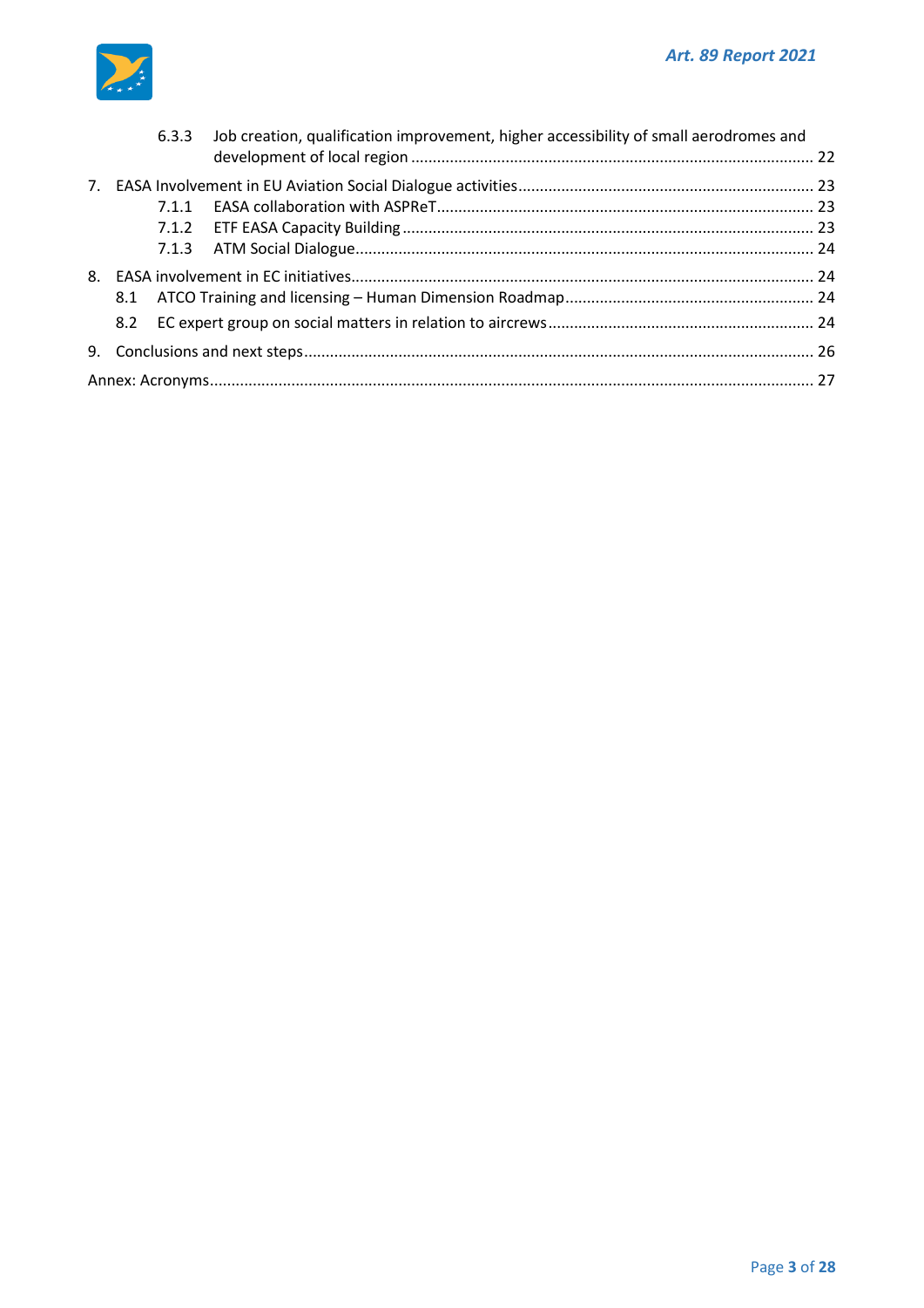6.3.3 Job creation, qualification improvement, higher accessibility of small aerodromes and development of local region ........ 22

7. EASA Involvement in EU Aviation Social Dialogue activities ........ 23
   - 7.1.1 EASA collaboration with ASPReT ........ 23
   - 7.1.2 ETF EASA Capacity Building ........ 23
   - 7.1.3 ATM Social Dialogue ........ 24

8. EASA involvement in EC initiatives ........ 24
   - 8.1 ATCO Training and licensing – Human Dimension Roadmap ........ 24
   - 8.2 EC expert group on social matters in relation to aircrews ........ 24

9. Conclusions and next steps ........ 26

Annex: Acronyms ........ 27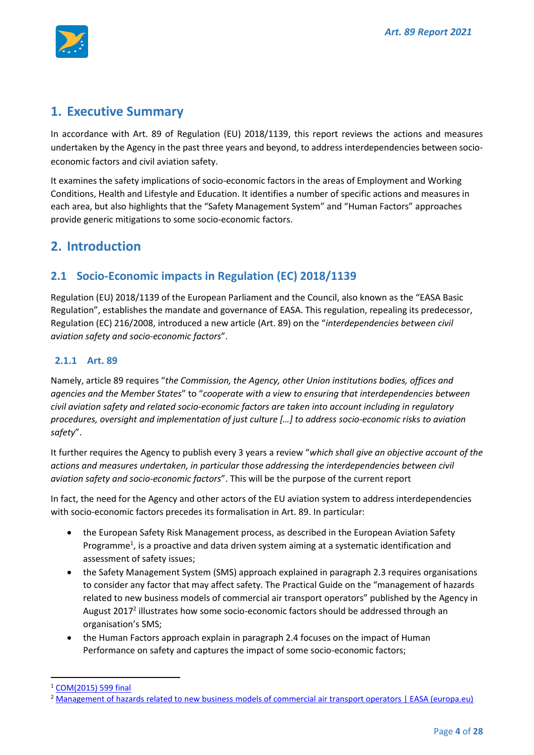# 1. Executive Summary

In accordance with Art. 89 of Regulation (EU) 2018/1139, this report reviews the actions and measures undertaken by the Agency in the past three years and beyond, to address interdependencies between socio-economic factors and civil aviation safety.

It examines the safety implications of socio-economic factors in the areas of Employment and Working Conditions, Health and Lifestyle and Education. It identifies a number of specific actions and measures in each area, but also highlights that the "Safety Management System" and "Human Factors" approaches provide generic mitigations to some socio-economic factors.

# 2. Introduction

## 2.1 Socio-Economic impacts in Regulation (EC) 2018/1139

Regulation (EU) 2018/1139 of the European Parliament and the Council, also known as the "EASA Basic Regulation", establishes the mandate and governance of EASA. This regulation, repealing its predecessor, Regulation (EC) 216/2008, introduced a new article (Art. 89) on the "*interdependencies between civil aviation safety and socio-economic factors*".

### 2.1.1 Art. 89

Namely, article 89 requires "*the Commission, the Agency, other Union institutions bodies, offices and agencies and the Member States*" to "*cooperate with a view to ensuring that interdependencies between civil aviation safety and related socio-economic factors are taken into account including in regulatory procedures, oversight and implementation of just culture […] to address socio-economic risks to aviation safety*".

It further requires the Agency to publish every 3 years a review "*which shall give an objective account of the actions and measures undertaken, in particular those addressing the interdependencies between civil aviation safety and socio-economic factors*". This will be the purpose of the current report

In fact, the need for the Agency and other actors of the EU aviation system to address interdependencies with socio-economic factors precedes its formalisation in Art. 89. In particular:

- the European Safety Risk Management process, as described in the European Aviation Safety Programme[1], is a proactive and data driven system aiming at a systematic identification and assessment of safety issues;
- the Safety Management System (SMS) approach explained in paragraph 2.3 requires organisations to consider any factor that may affect safety. The Practical Guide on the "management of hazards related to new business models of commercial air transport operators" published by the Agency in August 2017[2] illustrates how some socio-economic factors should be addressed through an organisation's SMS;
- the Human Factors approach explain in paragraph 2.4 focuses on the impact of Human Performance on safety and captures the impact of some socio-economic factors;

---

[1] COM(2015) 599 final

[2] Management of hazards related to new business models of commercial air transport operators | EASA (europa.eu)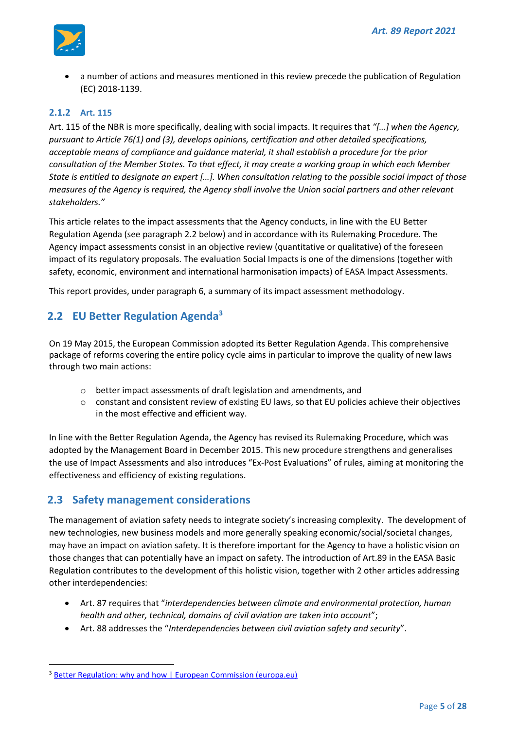- a number of actions and measures mentioned in this review precede the publication of Regulation (EC) 2018-1139.

### 2.1.2 Art. 115

Art. 115 of the NBR is more specifically, dealing with social impacts. It requires that *"[…] when the Agency, pursuant to Article 76(1) and (3), develops opinions, certification and other detailed specifications, acceptable means of compliance and guidance material, it shall establish a procedure for the prior consultation of the Member States. To that effect, it may create a working group in which each Member State is entitled to designate an expert […]. When consultation relating to the possible social impact of those measures of the Agency is required, the Agency shall involve the Union social partners and other relevant stakeholders."*

This article relates to the impact assessments that the Agency conducts, in line with the EU Better Regulation Agenda (see paragraph 2.2 below) and in accordance with its Rulemaking Procedure. The Agency impact assessments consist in an objective review (quantitative or qualitative) of the foreseen impact of its regulatory proposals. The evaluation Social Impacts is one of the dimensions (together with safety, economic, environment and international harmonisation impacts) of EASA Impact Assessments.

This report provides, under paragraph 6, a summary of its impact assessment methodology.

## 2.2 EU Better Regulation Agenda[3]

On 19 May 2015, the European Commission adopted its Better Regulation Agenda. This comprehensive package of reforms covering the entire policy cycle aims in particular to improve the quality of new laws through two main actions:

- better impact assessments of draft legislation and amendments, and
- constant and consistent review of existing EU laws, so that EU policies achieve their objectives in the most effective and efficient way.

In line with the Better Regulation Agenda, the Agency has revised its Rulemaking Procedure, which was adopted by the Management Board in December 2015. This new procedure strengthens and generalises the use of Impact Assessments and also introduces "Ex-Post Evaluations" of rules, aiming at monitoring the effectiveness and efficiency of existing regulations.

## 2.3 Safety management considerations

The management of aviation safety needs to integrate society's increasing complexity. The development of new technologies, new business models and more generally speaking economic/social/societal changes, may have an impact on aviation safety. It is therefore important for the Agency to have a holistic vision on those changes that can potentially have an impact on safety. The introduction of Art.89 in the EASA Basic Regulation contributes to the development of this holistic vision, together with 2 other articles addressing other interdependencies:

- Art. 87 requires that "*interdependencies between climate and environmental protection, human health and other, technical, domains of civil aviation are taken into account*";
- Art. 88 addresses the "*Interdependencies between civil aviation safety and security*".

[3] Better Regulation: why and how | European Commission (europa.eu)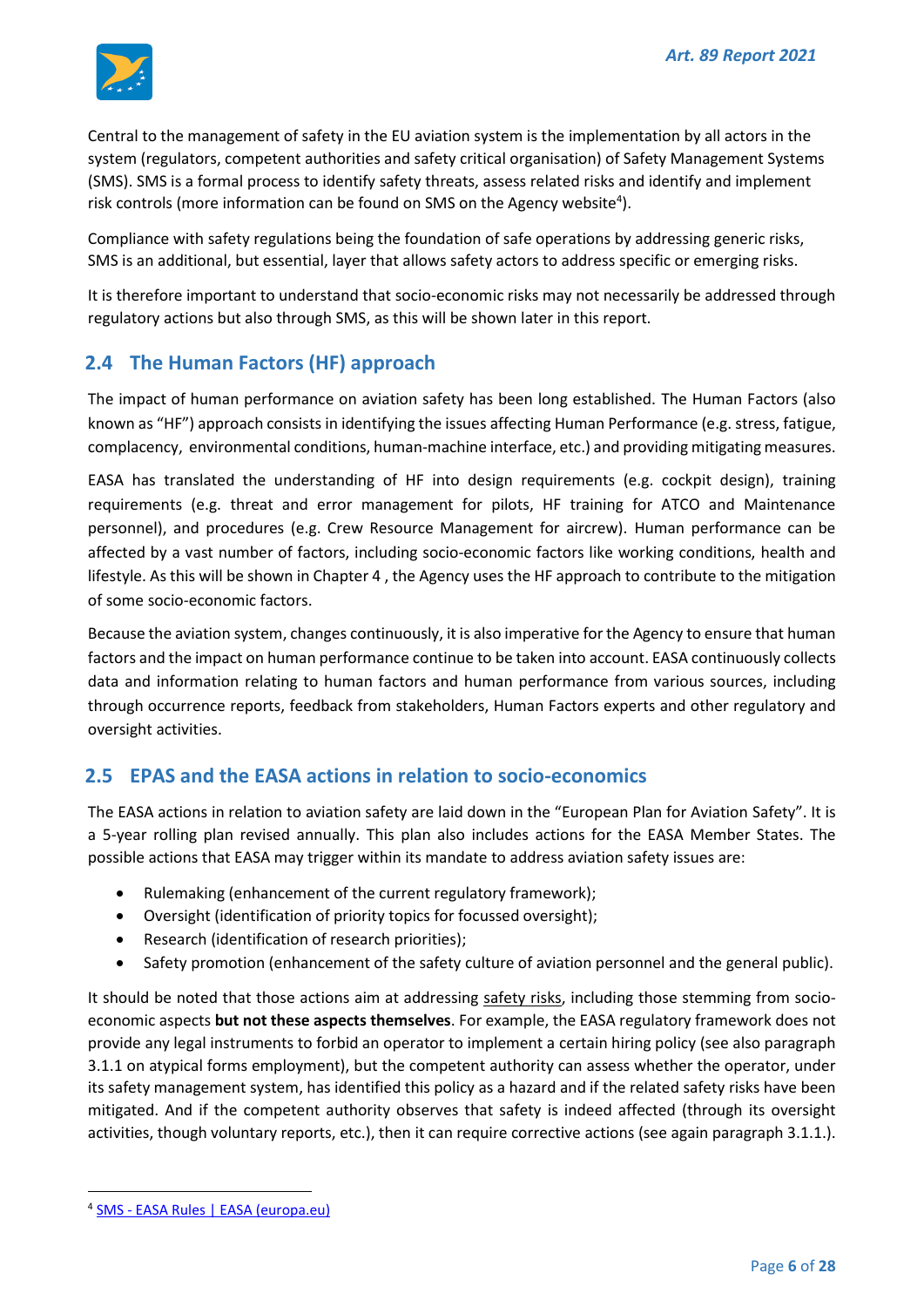Central to the management of safety in the EU aviation system is the implementation by all actors in the system (regulators, competent authorities and safety critical organisation) of Safety Management Systems (SMS). SMS is a formal process to identify safety threats, assess related risks and identify and implement risk controls (more information can be found on SMS on the Agency website[4]).

Compliance with safety regulations being the foundation of safe operations by addressing generic risks, SMS is an additional, but essential, layer that allows safety actors to address specific or emerging risks.

It is therefore important to understand that socio-economic risks may not necessarily be addressed through regulatory actions but also through SMS, as this will be shown later in this report.

## 2.4 The Human Factors (HF) approach

The impact of human performance on aviation safety has been long established. The Human Factors (also known as "HF") approach consists in identifying the issues affecting Human Performance (e.g. stress, fatigue, complacency, environmental conditions, human-machine interface, etc.) and providing mitigating measures.

EASA has translated the understanding of HF into design requirements (e.g. cockpit design), training requirements (e.g. threat and error management for pilots, HF training for ATCO and Maintenance personnel), and procedures (e.g. Crew Resource Management for aircrew). Human performance can be affected by a vast number of factors, including socio-economic factors like working conditions, health and lifestyle. As this will be shown in Chapter 4 , the Agency uses the HF approach to contribute to the mitigation of some socio-economic factors.

Because the aviation system, changes continuously, it is also imperative for the Agency to ensure that human factors and the impact on human performance continue to be taken into account. EASA continuously collects data and information relating to human factors and human performance from various sources, including through occurrence reports, feedback from stakeholders, Human Factors experts and other regulatory and oversight activities.

## 2.5 EPAS and the EASA actions in relation to socio-economics

The EASA actions in relation to aviation safety are laid down in the "European Plan for Aviation Safety". It is a 5-year rolling plan revised annually. This plan also includes actions for the EASA Member States. The possible actions that EASA may trigger within its mandate to address aviation safety issues are:

- Rulemaking (enhancement of the current regulatory framework);
- Oversight (identification of priority topics for focussed oversight);
- Research (identification of research priorities);
- Safety promotion (enhancement of the safety culture of aviation personnel and the general public).

It should be noted that those actions aim at addressing safety risks, including those stemming from socio-economic aspects **but not these aspects themselves**. For example, the EASA regulatory framework does not provide any legal instruments to forbid an operator to implement a certain hiring policy (see also paragraph 3.1.1 on atypical forms employment), but the competent authority can assess whether the operator, under its safety management system, has identified this policy as a hazard and if the related safety risks have been mitigated. And if the competent authority observes that safety is indeed affected (through its oversight activities, though voluntary reports, etc.), then it can require corrective actions (see again paragraph 3.1.1.).

[4] SMS - EASA Rules | EASA (europa.eu)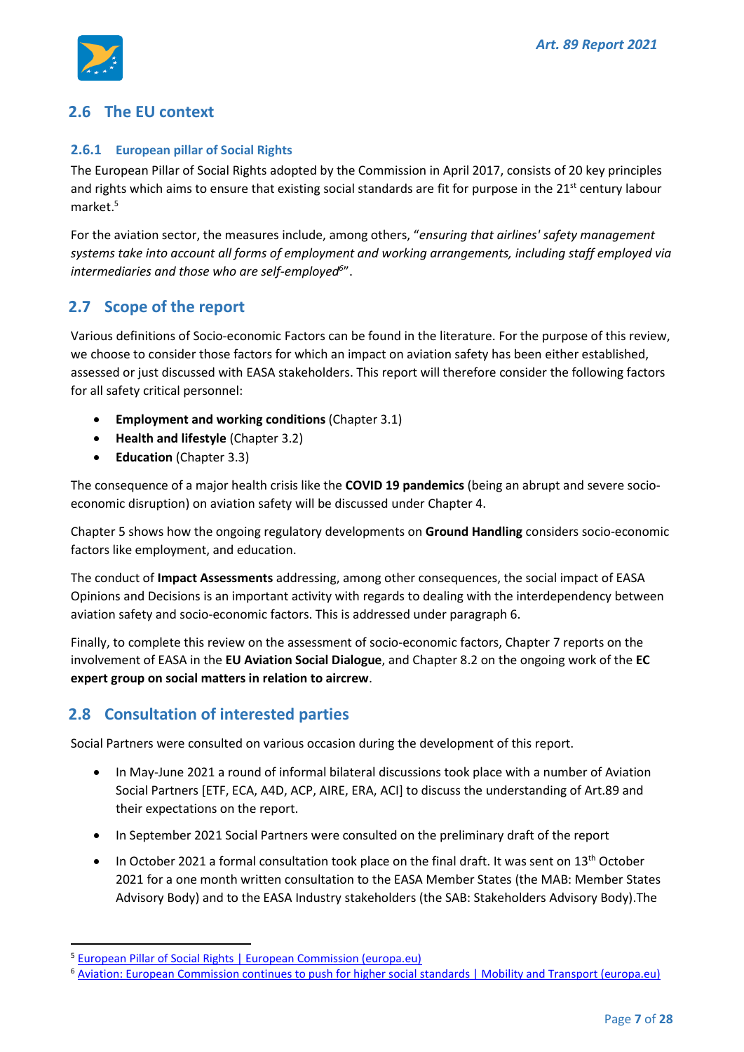## 2.6 The EU context

### 2.6.1 European pillar of Social Rights

The European Pillar of Social Rights adopted by the Commission in April 2017, consists of 20 key principles and rights which aims to ensure that existing social standards are fit for purpose in the 21st century labour market.[5]

For the aviation sector, the measures include, among others, "*ensuring that airlines' safety management systems take into account all forms of employment and working arrangements, including staff employed via intermediaries and those who are self-employed*[6]".

## 2.7 Scope of the report

Various definitions of Socio-economic Factors can be found in the literature. For the purpose of this review, we choose to consider those factors for which an impact on aviation safety has been either established, assessed or just discussed with EASA stakeholders. This report will therefore consider the following factors for all safety critical personnel:

- **Employment and working conditions** (Chapter 3.1)
- **Health and lifestyle** (Chapter 3.2)
- **Education** (Chapter 3.3)

The consequence of a major health crisis like the **COVID 19 pandemics** (being an abrupt and severe socio-economic disruption) on aviation safety will be discussed under Chapter 4.

Chapter 5 shows how the ongoing regulatory developments on **Ground Handling** considers socio-economic factors like employment, and education.

The conduct of **Impact Assessments** addressing, among other consequences, the social impact of EASA Opinions and Decisions is an important activity with regards to dealing with the interdependency between aviation safety and socio-economic factors. This is addressed under paragraph 6.

Finally, to complete this review on the assessment of socio-economic factors, Chapter 7 reports on the involvement of EASA in the **EU Aviation Social Dialogue**, and Chapter 8.2 on the ongoing work of the **EC expert group on social matters in relation to aircrew**.

## 2.8 Consultation of interested parties

Social Partners were consulted on various occasion during the development of this report.

- In May-June 2021 a round of informal bilateral discussions took place with a number of Aviation Social Partners [ETF, ECA, A4D, ACP, AIRE, ERA, ACI] to discuss the understanding of Art.89 and their expectations on the report.
- In September 2021 Social Partners were consulted on the preliminary draft of the report
- In October 2021 a formal consultation took place on the final draft. It was sent on 13th October 2021 for a one month written consultation to the EASA Member States (the MAB: Member States Advisory Body) and to the EASA Industry stakeholders (the SAB: Stakeholders Advisory Body).The

---

[5] European Pillar of Social Rights | European Commission (europa.eu)

[6] Aviation: European Commission continues to push for higher social standards | Mobility and Transport (europa.eu)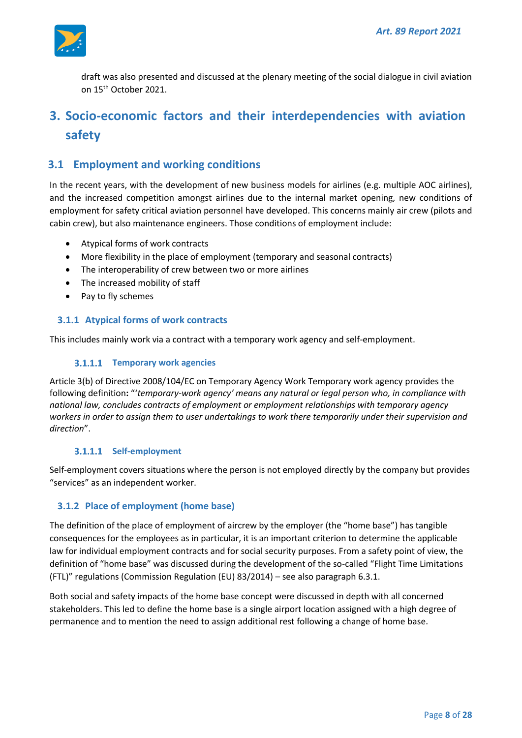draft was also presented and discussed at the plenary meeting of the social dialogue in civil aviation on 15th October 2021.

# 3. Socio-economic factors and their interdependencies with aviation safety

## 3.1 Employment and working conditions

In the recent years, with the development of new business models for airlines (e.g. multiple AOC airlines), and the increased competition amongst airlines due to the internal market opening, new conditions of employment for safety critical aviation personnel have developed. This concerns mainly air crew (pilots and cabin crew), but also maintenance engineers. Those conditions of employment include:

- Atypical forms of work contracts
- More flexibility in the place of employment (temporary and seasonal contracts)
- The interoperability of crew between two or more airlines
- The increased mobility of staff
- Pay to fly schemes

### 3.1.1 Atypical forms of work contracts

This includes mainly work via a contract with a temporary work agency and self-employment.

#### 3.1.1.1 Temporary work agencies

Article 3(b) of Directive 2008/104/EC on Temporary Agency Work Temporary work agency provides the following definition**:** "'*temporary-work agency' means any natural or legal person who, in compliance with national law, concludes contracts of employment or employment relationships with temporary agency workers in order to assign them to user undertakings to work there temporarily under their supervision and direction*".

#### 3.1.1.1 Self-employment

Self-employment covers situations where the person is not employed directly by the company but provides "services" as an independent worker.

### 3.1.2 Place of employment (home base)

The definition of the place of employment of aircrew by the employer (the "home base") has tangible consequences for the employees as in particular, it is an important criterion to determine the applicable law for individual employment contracts and for social security purposes. From a safety point of view, the definition of "home base" was discussed during the development of the so-called "Flight Time Limitations (FTL)" regulations (Commission Regulation (EU) 83/2014) – see also paragraph 6.3.1.

Both social and safety impacts of the home base concept were discussed in depth with all concerned stakeholders. This led to define the home base is a single airport location assigned with a high degree of permanence and to mention the need to assign additional rest following a change of home base.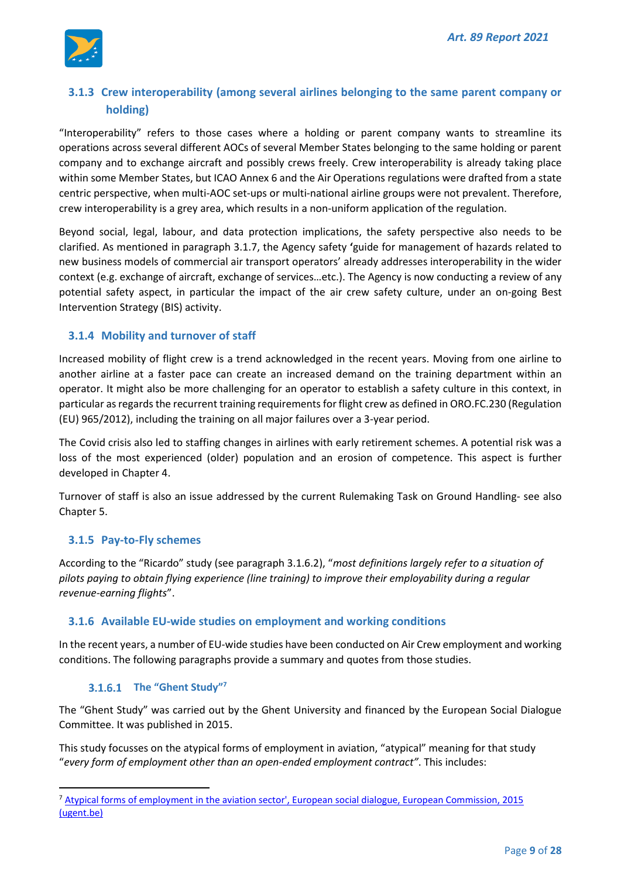### 3.1.3 Crew interoperability (among several airlines belonging to the same parent company or holding)

"Interoperability" refers to those cases where a holding or parent company wants to streamline its operations across several different AOCs of several Member States belonging to the same holding or parent company and to exchange aircraft and possibly crews freely. Crew interoperability is already taking place within some Member States, but ICAO Annex 6 and the Air Operations regulations were drafted from a state centric perspective, when multi-AOC set-ups or multi-national airline groups were not prevalent. Therefore, crew interoperability is a grey area, which results in a non-uniform application of the regulation.

Beyond social, legal, labour, and data protection implications, the safety perspective also needs to be clarified. As mentioned in paragraph 3.1.7, the Agency safety 'guide for management of hazards related to new business models of commercial air transport operators' already addresses interoperability in the wider context (e.g. exchange of aircraft, exchange of services…etc.). The Agency is now conducting a review of any potential safety aspect, in particular the impact of the air crew safety culture, under an on-going Best Intervention Strategy (BIS) activity.

### 3.1.4 Mobility and turnover of staff

Increased mobility of flight crew is a trend acknowledged in the recent years. Moving from one airline to another airline at a faster pace can create an increased demand on the training department within an operator. It might also be more challenging for an operator to establish a safety culture in this context, in particular as regards the recurrent training requirements for flight crew as defined in ORO.FC.230 (Regulation (EU) 965/2012), including the training on all major failures over a 3-year period.

The Covid crisis also led to staffing changes in airlines with early retirement schemes. A potential risk was a loss of the most experienced (older) population and an erosion of competence. This aspect is further developed in Chapter 4.

Turnover of staff is also an issue addressed by the current Rulemaking Task on Ground Handling- see also Chapter 5.

### 3.1.5 Pay-to-Fly schemes

According to the "Ricardo" study (see paragraph 3.1.6.2), "*most definitions largely refer to a situation of pilots paying to obtain flying experience (line training) to improve their employability during a regular revenue-earning flights*".

### 3.1.6 Available EU-wide studies on employment and working conditions

In the recent years, a number of EU-wide studies have been conducted on Air Crew employment and working conditions. The following paragraphs provide a summary and quotes from those studies.

#### 3.1.6.1 The "Ghent Study"[7]

The "Ghent Study" was carried out by the Ghent University and financed by the European Social Dialogue Committee. It was published in 2015.

This study focusses on the atypical forms of employment in aviation, "atypical" meaning for that study "*every form of employment other than an open-ended employment contract"*. This includes:

---

[7] Atypical forms of employment in the aviation sector', European social dialogue, European Commission, 2015 (ugent.be)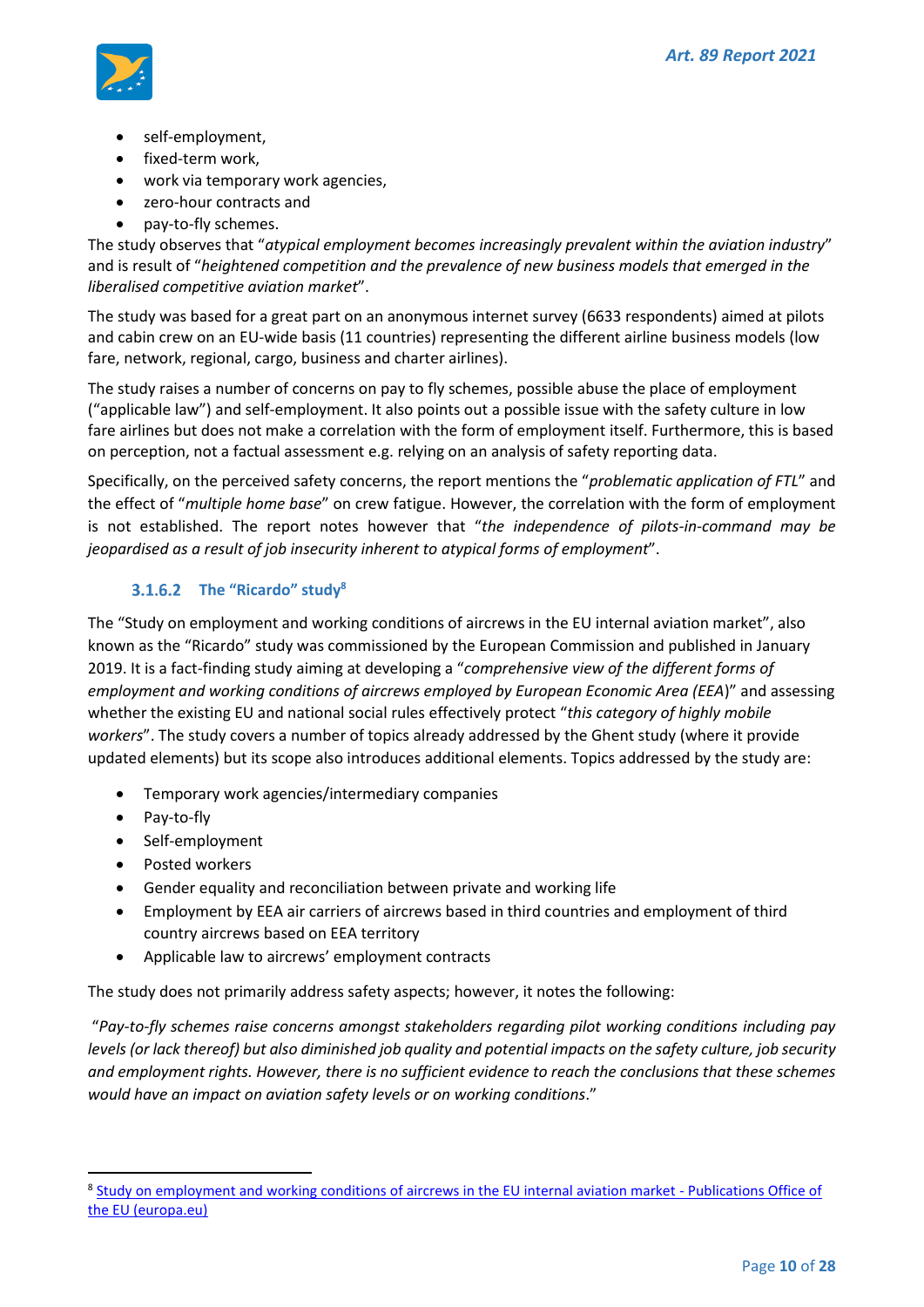- self-employment,
- fixed-term work,
- work via temporary work agencies,
- zero-hour contracts and
- pay-to-fly schemes.

The study observes that "*atypical employment becomes increasingly prevalent within the aviation industry*" and is result of "*heightened competition and the prevalence of new business models that emerged in the liberalised competitive aviation market*".

The study was based for a great part on an anonymous internet survey (6633 respondents) aimed at pilots and cabin crew on an EU-wide basis (11 countries) representing the different airline business models (low fare, network, regional, cargo, business and charter airlines).

The study raises a number of concerns on pay to fly schemes, possible abuse the place of employment ("applicable law") and self-employment. It also points out a possible issue with the safety culture in low fare airlines but does not make a correlation with the form of employment itself. Furthermore, this is based on perception, not a factual assessment e.g. relying on an analysis of safety reporting data.

Specifically, on the perceived safety concerns, the report mentions the "*problematic application of FTL*" and the effect of "*multiple home base*" on crew fatigue. However, the correlation with the form of employment is not established. The report notes however that "*the independence of pilots-in-command may be jeopardised as a result of job insecurity inherent to atypical forms of employment*".

#### 3.1.6.2 The "Ricardo" study[8]

The "Study on employment and working conditions of aircrews in the EU internal aviation market", also known as the "Ricardo" study was commissioned by the European Commission and published in January 2019. It is a fact-finding study aiming at developing a "*comprehensive view of the different forms of employment and working conditions of aircrews employed by European Economic Area (EEA)*" and assessing whether the existing EU and national social rules effectively protect "*this category of highly mobile workers*". The study covers a number of topics already addressed by the Ghent study (where it provide updated elements) but its scope also introduces additional elements. Topics addressed by the study are:

- Temporary work agencies/intermediary companies
- Pay-to-fly
- Self-employment
- Posted workers
- Gender equality and reconciliation between private and working life
- Employment by EEA air carriers of aircrews based in third countries and employment of third country aircrews based on EEA territory
- Applicable law to aircrews' employment contracts

The study does not primarily address safety aspects; however, it notes the following:

"*Pay-to-fly schemes raise concerns amongst stakeholders regarding pilot working conditions including pay levels (or lack thereof) but also diminished job quality and potential impacts on the safety culture, job security and employment rights. However, there is no sufficient evidence to reach the conclusions that these schemes would have an impact on aviation safety levels or on working conditions*."

---

[8] Study on employment and working conditions of aircrews in the EU internal aviation market - Publications Office of the EU (europa.eu)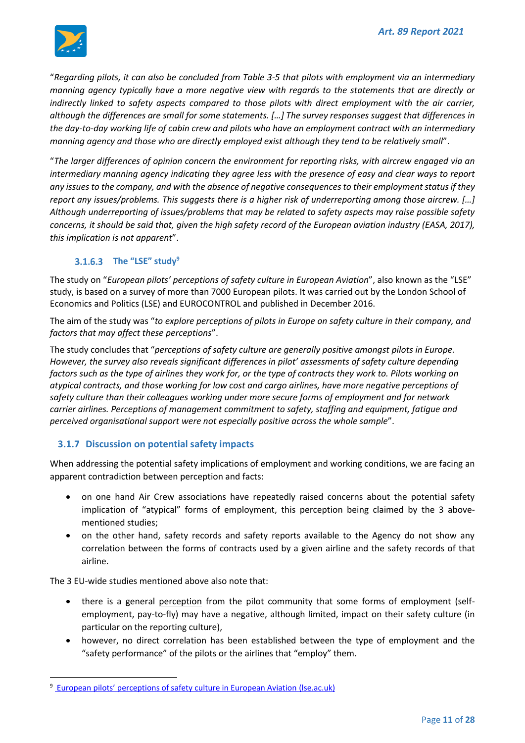"*Regarding pilots, it can also be concluded from Table 3-5 that pilots with employment via an intermediary manning agency typically have a more negative view with regards to the statements that are directly or indirectly linked to safety aspects compared to those pilots with direct employment with the air carrier, although the differences are small for some statements. […] The survey responses suggest that differences in the day-to-day working life of cabin crew and pilots who have an employment contract with an intermediary manning agency and those who are directly employed exist although they tend to be relatively small*".

"*The larger differences of opinion concern the environment for reporting risks, with aircrew engaged via an intermediary manning agency indicating they agree less with the presence of easy and clear ways to report any issues to the company, and with the absence of negative consequences to their employment status if they report any issues/problems. This suggests there is a higher risk of underreporting among those aircrew. […] Although underreporting of issues/problems that may be related to safety aspects may raise possible safety concerns, it should be said that, given the high safety record of the European aviation industry (EASA, 2017), this implication is not apparent*".

#### 3.1.6.3 The "LSE" study[9]

The study on "*European pilots' perceptions of safety culture in European Aviation*", also known as the "LSE" study, is based on a survey of more than 7000 European pilots. It was carried out by the London School of Economics and Politics (LSE) and EUROCONTROL and published in December 2016.

The aim of the study was "*to explore perceptions of pilots in Europe on safety culture in their company, and factors that may affect these perceptions*".

The study concludes that "*perceptions of safety culture are generally positive amongst pilots in Europe. However, the survey also reveals significant differences in pilot' assessments of safety culture depending factors such as the type of airlines they work for, or the type of contracts they work to. Pilots working on atypical contracts, and those working for low cost and cargo airlines, have more negative perceptions of safety culture than their colleagues working under more secure forms of employment and for network carrier airlines. Perceptions of management commitment to safety, staffing and equipment, fatigue and perceived organisational support were not especially positive across the whole sample*".

### 3.1.7 Discussion on potential safety impacts

When addressing the potential safety implications of employment and working conditions, we are facing an apparent contradiction between perception and facts:

- on one hand Air Crew associations have repeatedly raised concerns about the potential safety implication of "atypical" forms of employment, this perception being claimed by the 3 above-mentioned studies;
- on the other hand, safety records and safety reports available to the Agency do not show any correlation between the forms of contracts used by a given airline and the safety records of that airline.

The 3 EU-wide studies mentioned above also note that:

- there is a general <u>perception</u> from the pilot community that some forms of employment (self-employment, pay-to-fly) may have a negative, although limited, impact on their safety culture (in particular on the reporting culture),
- however, no direct correlation has been established between the type of employment and the "safety performance" of the pilots or the airlines that "employ" them.

---

[9] European pilots' perceptions of safety culture in European Aviation (lse.ac.uk)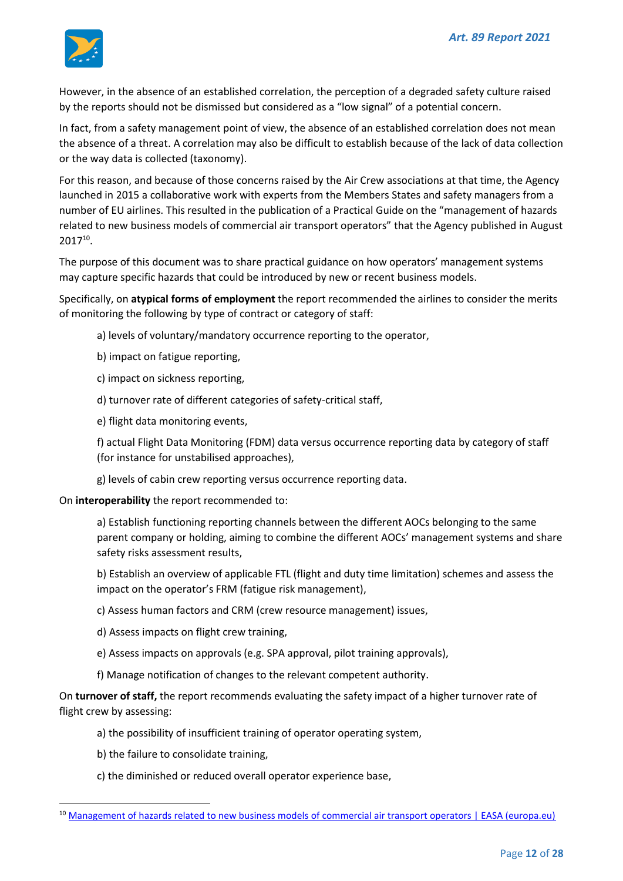However, in the absence of an established correlation, the perception of a degraded safety culture raised by the reports should not be dismissed but considered as a "low signal" of a potential concern.

In fact, from a safety management point of view, the absence of an established correlation does not mean the absence of a threat. A correlation may also be difficult to establish because of the lack of data collection or the way data is collected (taxonomy).

For this reason, and because of those concerns raised by the Air Crew associations at that time, the Agency launched in 2015 a collaborative work with experts from the Members States and safety managers from a number of EU airlines. This resulted in the publication of a Practical Guide on the "management of hazards related to new business models of commercial air transport operators" that the Agency published in August 2017[10].

The purpose of this document was to share practical guidance on how operators' management systems may capture specific hazards that could be introduced by new or recent business models.

Specifically, on **atypical forms of employment** the report recommended the airlines to consider the merits of monitoring the following by type of contract or category of staff:

a) levels of voluntary/mandatory occurrence reporting to the operator,

b) impact on fatigue reporting,

c) impact on sickness reporting,

d) turnover rate of different categories of safety-critical staff,

e) flight data monitoring events,

f) actual Flight Data Monitoring (FDM) data versus occurrence reporting data by category of staff (for instance for unstabilised approaches),

g) levels of cabin crew reporting versus occurrence reporting data.

On **interoperability** the report recommended to:

a) Establish functioning reporting channels between the different AOCs belonging to the same parent company or holding, aiming to combine the different AOCs' management systems and share safety risks assessment results,

b) Establish an overview of applicable FTL (flight and duty time limitation) schemes and assess the impact on the operator's FRM (fatigue risk management),

c) Assess human factors and CRM (crew resource management) issues,

d) Assess impacts on flight crew training,

e) Assess impacts on approvals (e.g. SPA approval, pilot training approvals),

f) Manage notification of changes to the relevant competent authority.

On **turnover of staff,** the report recommends evaluating the safety impact of a higher turnover rate of flight crew by assessing:

a) the possibility of insufficient training of operator operating system,

b) the failure to consolidate training,

c) the diminished or reduced overall operator experience base,

---

[10] Management of hazards related to new business models of commercial air transport operators | EASA (europa.eu)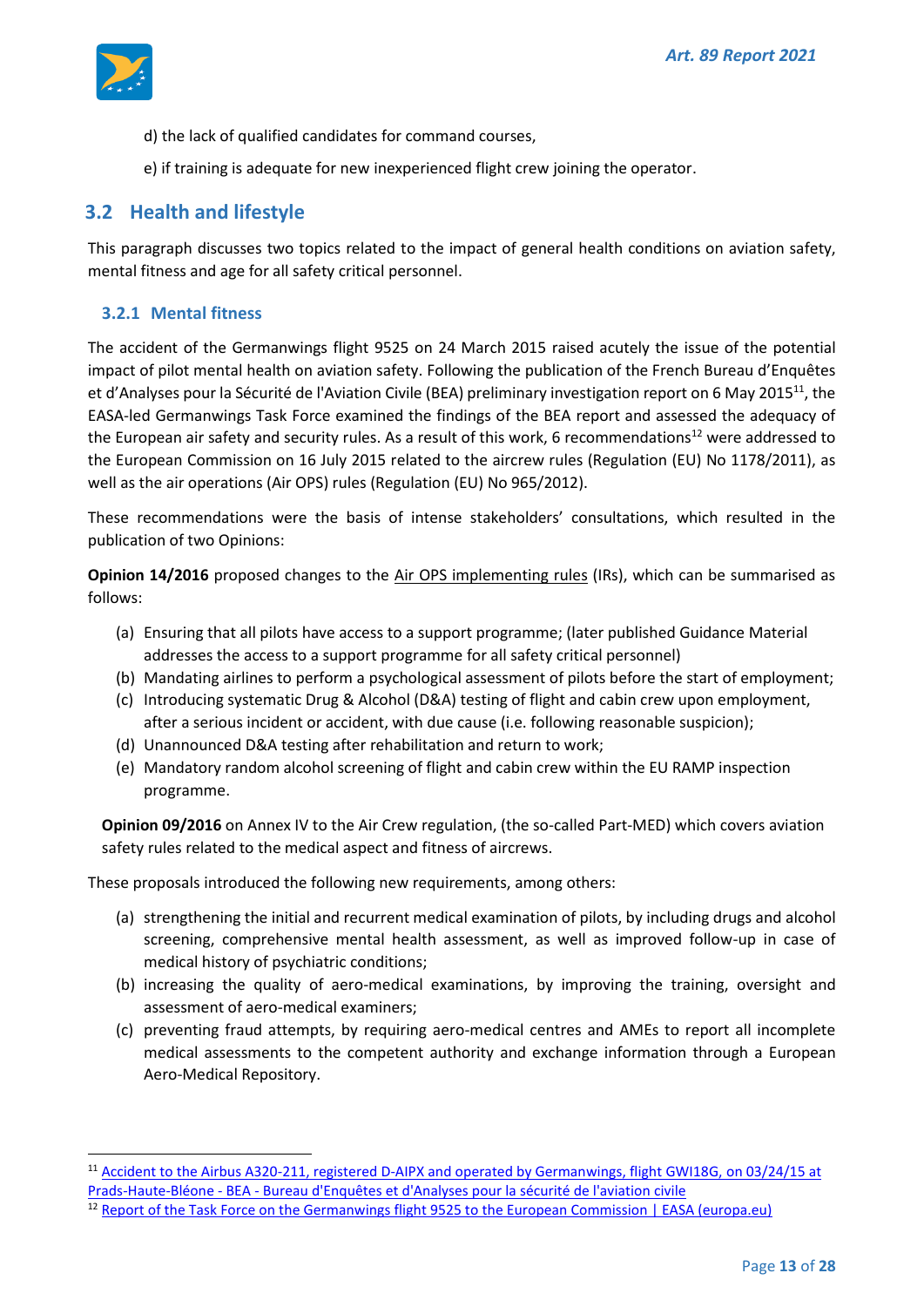d) the lack of qualified candidates for command courses,

e) if training is adequate for new inexperienced flight crew joining the operator.

## 3.2 Health and lifestyle

This paragraph discusses two topics related to the impact of general health conditions on aviation safety, mental fitness and age for all safety critical personnel.

### 3.2.1 Mental fitness

The accident of the Germanwings flight 9525 on 24 March 2015 raised acutely the issue of the potential impact of pilot mental health on aviation safety. Following the publication of the French Bureau d'Enquêtes et d'Analyses pour la Sécurité de l'Aviation Civile (BEA) preliminary investigation report on 6 May 2015[11], the EASA-led Germanwings Task Force examined the findings of the BEA report and assessed the adequacy of the European air safety and security rules. As a result of this work, 6 recommendations[12] were addressed to the European Commission on 16 July 2015 related to the aircrew rules (Regulation (EU) No 1178/2011), as well as the air operations (Air OPS) rules (Regulation (EU) No 965/2012).

These recommendations were the basis of intense stakeholders' consultations, which resulted in the publication of two Opinions:

**Opinion 14/2016** proposed changes to the Air OPS implementing rules (IRs), which can be summarised as follows:

(a) Ensuring that all pilots have access to a support programme; (later published Guidance Material addresses the access to a support programme for all safety critical personnel)
(b) Mandating airlines to perform a psychological assessment of pilots before the start of employment;
(c) Introducing systematic Drug & Alcohol (D&A) testing of flight and cabin crew upon employment, after a serious incident or accident, with due cause (i.e. following reasonable suspicion);
(d) Unannounced D&A testing after rehabilitation and return to work;
(e) Mandatory random alcohol screening of flight and cabin crew within the EU RAMP inspection programme.

**Opinion 09/2016** on Annex IV to the Air Crew regulation, (the so-called Part-MED) which covers aviation safety rules related to the medical aspect and fitness of aircrews.

These proposals introduced the following new requirements, among others:

(a) strengthening the initial and recurrent medical examination of pilots, by including drugs and alcohol screening, comprehensive mental health assessment, as well as improved follow-up in case of medical history of psychiatric conditions;
(b) increasing the quality of aero-medical examinations, by improving the training, oversight and assessment of aero-medical examiners;
(c) preventing fraud attempts, by requiring aero-medical centres and AMEs to report all incomplete medical assessments to the competent authority and exchange information through a European Aero-Medical Repository.

---

[11] Accident to the Airbus A320-211, registered D-AIPX and operated by Germanwings, flight GWI18G, on 03/24/15 at Prads-Haute-Bléone - BEA - Bureau d'Enquêtes et d'Analyses pour la sécurité de l'aviation civile

[12] Report of the Task Force on the Germanwings flight 9525 to the European Commission | EASA (europa.eu)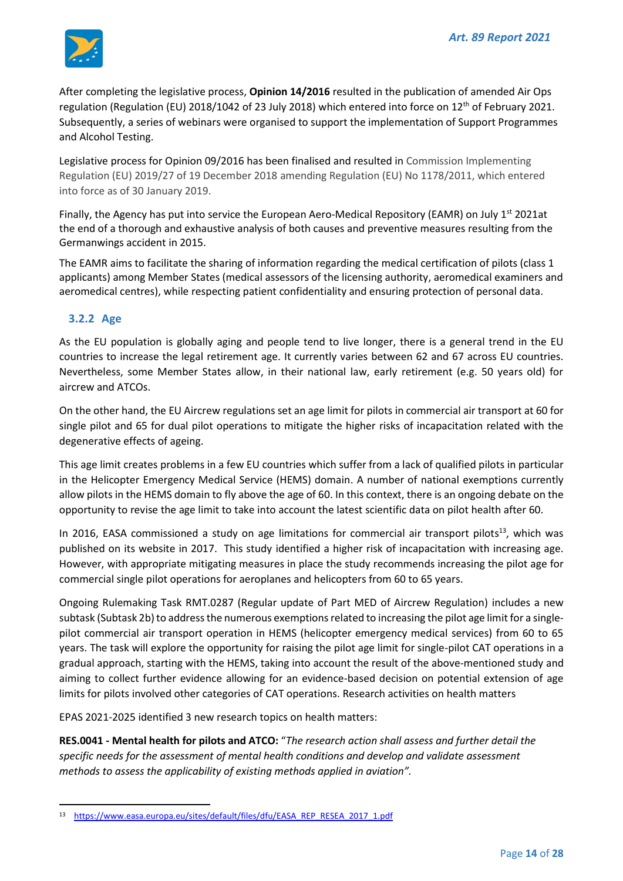After completing the legislative process, **Opinion 14/2016** resulted in the publication of amended Air Ops regulation (Regulation (EU) 2018/1042 of 23 July 2018) which entered into force on 12th of February 2021. Subsequently, a series of webinars were organised to support the implementation of Support Programmes and Alcohol Testing.

Legislative process for Opinion 09/2016 has been finalised and resulted in Commission Implementing Regulation (EU) 2019/27 of 19 December 2018 amending Regulation (EU) No 1178/2011, which entered into force as of 30 January 2019.

Finally, the Agency has put into service the European Aero-Medical Repository (EAMR) on July 1st 2021at the end of a thorough and exhaustive analysis of both causes and preventive measures resulting from the Germanwings accident in 2015.

The EAMR aims to facilitate the sharing of information regarding the medical certification of pilots (class 1 applicants) among Member States (medical assessors of the licensing authority, aeromedical examiners and aeromedical centres), while respecting patient confidentiality and ensuring protection of personal data.

### 3.2.2 Age

As the EU population is globally aging and people tend to live longer, there is a general trend in the EU countries to increase the legal retirement age. It currently varies between 62 and 67 across EU countries. Nevertheless, some Member States allow, in their national law, early retirement (e.g. 50 years old) for aircrew and ATCOs.

On the other hand, the EU Aircrew regulations set an age limit for pilots in commercial air transport at 60 for single pilot and 65 for dual pilot operations to mitigate the higher risks of incapacitation related with the degenerative effects of ageing.

This age limit creates problems in a few EU countries which suffer from a lack of qualified pilots in particular in the Helicopter Emergency Medical Service (HEMS) domain. A number of national exemptions currently allow pilots in the HEMS domain to fly above the age of 60. In this context, there is an ongoing debate on the opportunity to revise the age limit to take into account the latest scientific data on pilot health after 60.

In 2016, EASA commissioned a study on age limitations for commercial air transport pilots[13], which was published on its website in 2017. This study identified a higher risk of incapacitation with increasing age. However, with appropriate mitigating measures in place the study recommends increasing the pilot age for commercial single pilot operations for aeroplanes and helicopters from 60 to 65 years.

Ongoing Rulemaking Task RMT.0287 (Regular update of Part MED of Aircrew Regulation) includes a new subtask (Subtask 2b) to address the numerous exemptions related to increasing the pilot age limit for a single-pilot commercial air transport operation in HEMS (helicopter emergency medical services) from 60 to 65 years. The task will explore the opportunity for raising the pilot age limit for single-pilot CAT operations in a gradual approach, starting with the HEMS, taking into account the result of the above-mentioned study and aiming to collect further evidence allowing for an evidence-based decision on potential extension of age limits for pilots involved other categories of CAT operations. Research activities on health matters

EPAS 2021-2025 identified 3 new research topics on health matters:

**RES.0041 - Mental health for pilots and ATCO:** "*The research action shall assess and further detail the specific needs for the assessment of mental health conditions and develop and validate assessment methods to assess the applicability of existing methods applied in aviation".*

---

[13] https://www.easa.europa.eu/sites/default/files/dfu/EASA_REP_RESEA_2017_1.pdf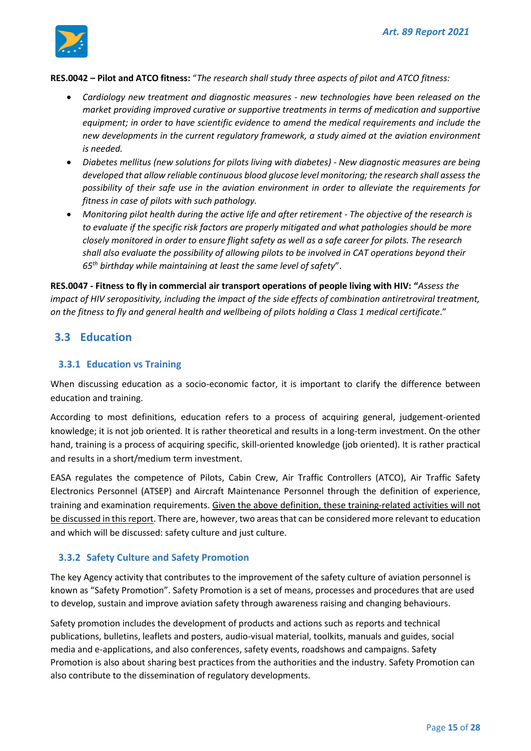**RES.0042 – Pilot and ATCO fitness:** "*The research shall study three aspects of pilot and ATCO fitness:*

- *Cardiology new treatment and diagnostic measures - new technologies have been released on the market providing improved curative or supportive treatments in terms of medication and supportive equipment; in order to have scientific evidence to amend the medical requirements and include the new developments in the current regulatory framework, a study aimed at the aviation environment is needed.*
- *Diabetes mellitus (new solutions for pilots living with diabetes) - New diagnostic measures are being developed that allow reliable continuous blood glucose level monitoring; the research shall assess the possibility of their safe use in the aviation environment in order to alleviate the requirements for fitness in case of pilots with such pathology.*
- *Monitoring pilot health during the active life and after retirement - The objective of the research is to evaluate if the specific risk factors are properly mitigated and what pathologies should be more closely monitored in order to ensure flight safety as well as a safe career for pilots. The research shall also evaluate the possibility of allowing pilots to be involved in CAT operations beyond their 65th birthday while maintaining at least the same level of safety*".

**RES.0047 - Fitness to fly in commercial air transport operations of people living with HIV: "***Assess the impact of HIV seropositivity, including the impact of the side effects of combination antiretroviral treatment, on the fitness to fly and general health and wellbeing of pilots holding a Class 1 medical certificate*."

## 3.3 Education

### 3.3.1 Education vs Training

When discussing education as a socio-economic factor, it is important to clarify the difference between education and training.

According to most definitions, education refers to a process of acquiring general, judgement-oriented knowledge; it is not job oriented. It is rather theoretical and results in a long-term investment. On the other hand, training is a process of acquiring specific, skill-oriented knowledge (job oriented). It is rather practical and results in a short/medium term investment.

EASA regulates the competence of Pilots, Cabin Crew, Air Traffic Controllers (ATCO), Air Traffic Safety Electronics Personnel (ATSEP) and Aircraft Maintenance Personnel through the definition of experience, training and examination requirements. Given the above definition, these training-related activities will not be discussed in this report. There are, however, two areas that can be considered more relevant to education and which will be discussed: safety culture and just culture.

### 3.3.2 Safety Culture and Safety Promotion

The key Agency activity that contributes to the improvement of the safety culture of aviation personnel is known as "Safety Promotion". Safety Promotion is a set of means, processes and procedures that are used to develop, sustain and improve aviation safety through awareness raising and changing behaviours.

Safety promotion includes the development of products and actions such as reports and technical publications, bulletins, leaflets and posters, audio-visual material, toolkits, manuals and guides, social media and e-applications, and also conferences, safety events, roadshows and campaigns. Safety Promotion is also about sharing best practices from the authorities and the industry. Safety Promotion can also contribute to the dissemination of regulatory developments.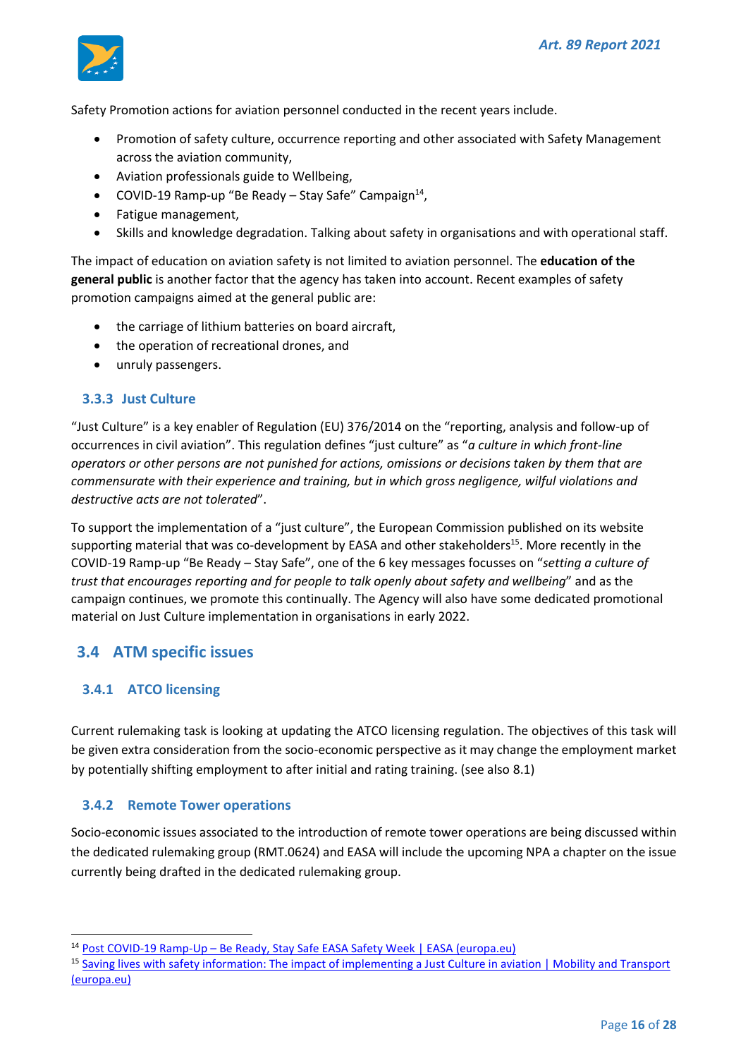Safety Promotion actions for aviation personnel conducted in the recent years include.

- Promotion of safety culture, occurrence reporting and other associated with Safety Management across the aviation community,
- Aviation professionals guide to Wellbeing,
- COVID-19 Ramp-up "Be Ready – Stay Safe" Campaign[14],
- Fatigue management,
- Skills and knowledge degradation. Talking about safety in organisations and with operational staff.

The impact of education on aviation safety is not limited to aviation personnel. The **education of the general public** is another factor that the agency has taken into account. Recent examples of safety promotion campaigns aimed at the general public are:

- the carriage of lithium batteries on board aircraft,
- the operation of recreational drones, and
- unruly passengers.

### 3.3.3 Just Culture

"Just Culture" is a key enabler of Regulation (EU) 376/2014 on the "reporting, analysis and follow-up of occurrences in civil aviation". This regulation defines "just culture" as "*a culture in which front-line operators or other persons are not punished for actions, omissions or decisions taken by them that are commensurate with their experience and training, but in which gross negligence, wilful violations and destructive acts are not tolerated*".

To support the implementation of a "just culture", the European Commission published on its website supporting material that was co-development by EASA and other stakeholders[15]. More recently in the COVID-19 Ramp-up "Be Ready – Stay Safe", one of the 6 key messages focusses on "*setting a culture of trust that encourages reporting and for people to talk openly about safety and wellbeing*" and as the campaign continues, we promote this continually. The Agency will also have some dedicated promotional material on Just Culture implementation in organisations in early 2022.

## 3.4 ATM specific issues

### 3.4.1 ATCO licensing

Current rulemaking task is looking at updating the ATCO licensing regulation. The objectives of this task will be given extra consideration from the socio-economic perspective as it may change the employment market by potentially shifting employment to after initial and rating training. (see also 8.1)

### 3.4.2 Remote Tower operations

Socio-economic issues associated to the introduction of remote tower operations are being discussed within the dedicated rulemaking group (RMT.0624) and EASA will include the upcoming NPA a chapter on the issue currently being drafted in the dedicated rulemaking group.

---

[14] Post COVID-19 Ramp-Up – Be Ready, Stay Safe EASA Safety Week | EASA (europa.eu)

[15] Saving lives with safety information: The impact of implementing a Just Culture in aviation | Mobility and Transport (europa.eu)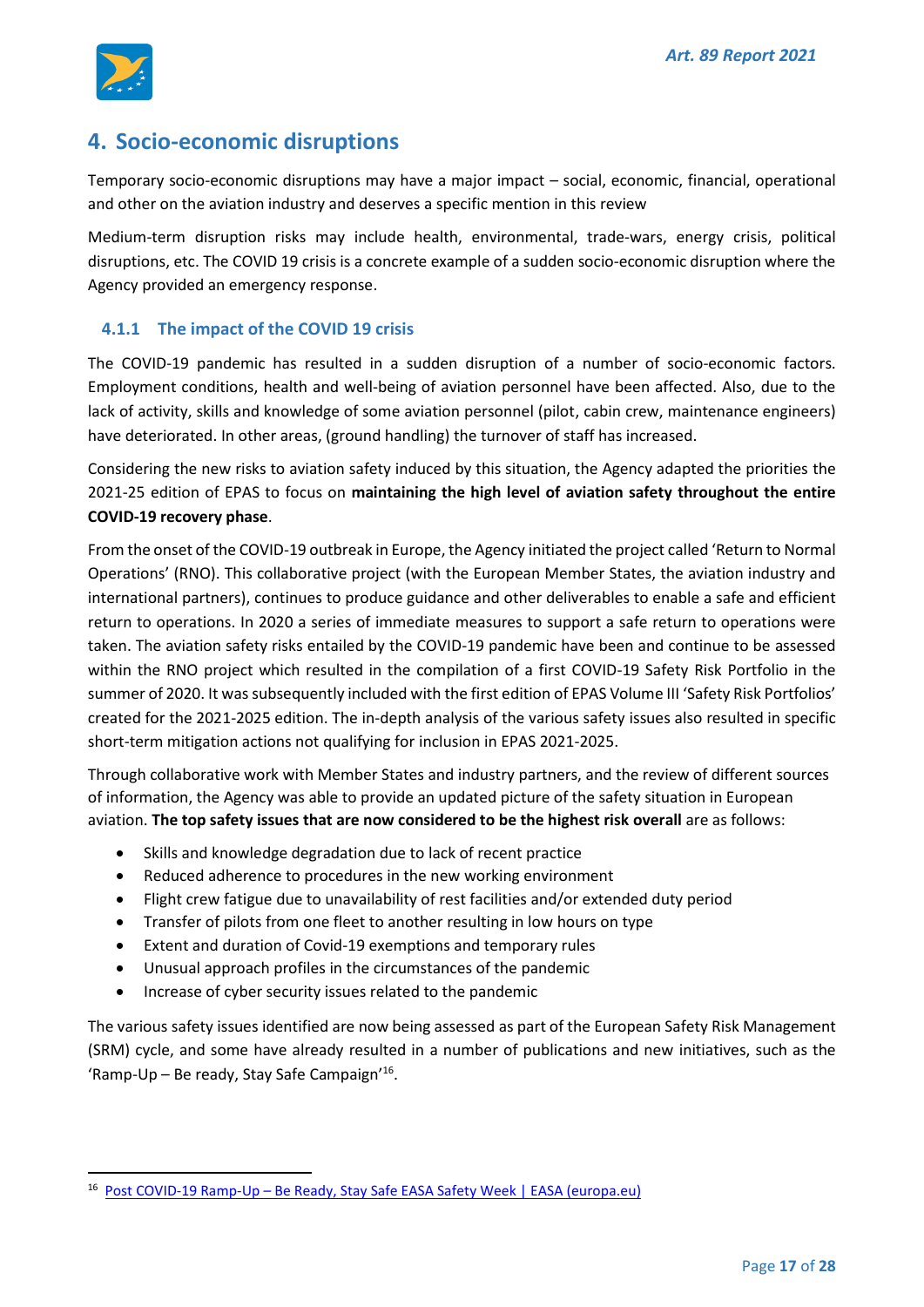# 4. Socio-economic disruptions

Temporary socio-economic disruptions may have a major impact – social, economic, financial, operational and other on the aviation industry and deserves a specific mention in this review

Medium-term disruption risks may include health, environmental, trade-wars, energy crisis, political disruptions, etc. The COVID 19 crisis is a concrete example of a sudden socio-economic disruption where the Agency provided an emergency response.

### 4.1.1 The impact of the COVID 19 crisis

The COVID-19 pandemic has resulted in a sudden disruption of a number of socio-economic factors. Employment conditions, health and well-being of aviation personnel have been affected. Also, due to the lack of activity, skills and knowledge of some aviation personnel (pilot, cabin crew, maintenance engineers) have deteriorated. In other areas, (ground handling) the turnover of staff has increased.

Considering the new risks to aviation safety induced by this situation, the Agency adapted the priorities the 2021-25 edition of EPAS to focus on **maintaining the high level of aviation safety throughout the entire COVID-19 recovery phase**.

From the onset of the COVID-19 outbreak in Europe, the Agency initiated the project called 'Return to Normal Operations' (RNO). This collaborative project (with the European Member States, the aviation industry and international partners), continues to produce guidance and other deliverables to enable a safe and efficient return to operations. In 2020 a series of immediate measures to support a safe return to operations were taken. The aviation safety risks entailed by the COVID-19 pandemic have been and continue to be assessed within the RNO project which resulted in the compilation of a first COVID-19 Safety Risk Portfolio in the summer of 2020. It was subsequently included with the first edition of EPAS Volume III 'Safety Risk Portfolios' created for the 2021-2025 edition. The in-depth analysis of the various safety issues also resulted in specific short-term mitigation actions not qualifying for inclusion in EPAS 2021-2025.

Through collaborative work with Member States and industry partners, and the review of different sources of information, the Agency was able to provide an updated picture of the safety situation in European aviation. **The top safety issues that are now considered to be the highest risk overall** are as follows:

- Skills and knowledge degradation due to lack of recent practice
- Reduced adherence to procedures in the new working environment
- Flight crew fatigue due to unavailability of rest facilities and/or extended duty period
- Transfer of pilots from one fleet to another resulting in low hours on type
- Extent and duration of Covid-19 exemptions and temporary rules
- Unusual approach profiles in the circumstances of the pandemic
- Increase of cyber security issues related to the pandemic

The various safety issues identified are now being assessed as part of the European Safety Risk Management (SRM) cycle, and some have already resulted in a number of publications and new initiatives, such as the 'Ramp-Up – Be ready, Stay Safe Campaign'[16].

[16] Post COVID-19 Ramp-Up – Be Ready, Stay Safe EASA Safety Week | EASA (europa.eu)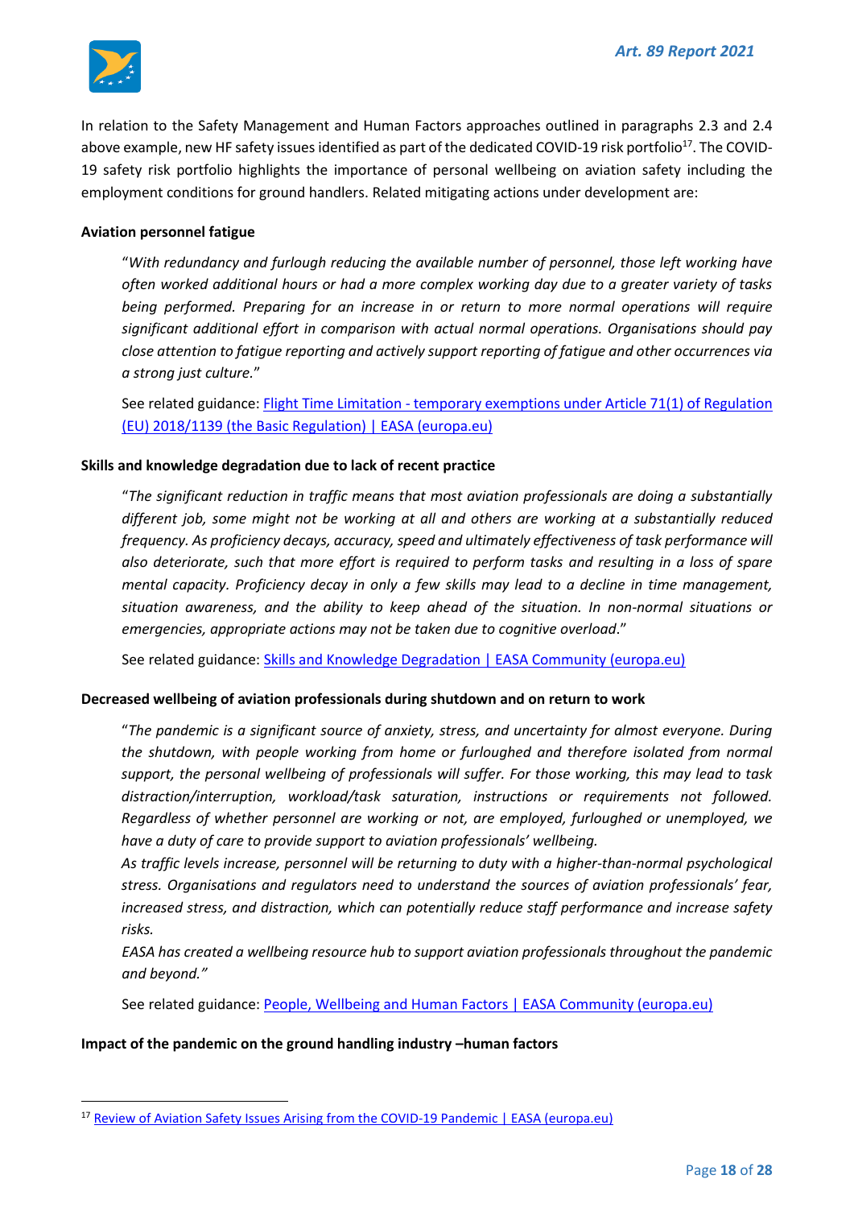In relation to the Safety Management and Human Factors approaches outlined in paragraphs 2.3 and 2.4 above example, new HF safety issues identified as part of the dedicated COVID-19 risk portfolio[17]. The COVID-19 safety risk portfolio highlights the importance of personal wellbeing on aviation safety including the employment conditions for ground handlers. Related mitigating actions under development are:

**Aviation personnel fatigue**

> "*With redundancy and furlough reducing the available number of personnel, those left working have often worked additional hours or had a more complex working day due to a greater variety of tasks being performed. Preparing for an increase in or return to more normal operations will require significant additional effort in comparison with actual normal operations. Organisations should pay close attention to fatigue reporting and actively support reporting of fatigue and other occurrences via a strong just culture.*"
>
> See related guidance: [Flight Time Limitation - temporary exemptions under Article 71(1) of Regulation (EU) 2018/1139 (the Basic Regulation) | EASA (europa.eu)]()

**Skills and knowledge degradation due to lack of recent practice**

> "*The significant reduction in traffic means that most aviation professionals are doing a substantially different job, some might not be working at all and others are working at a substantially reduced frequency. As proficiency decays, accuracy, speed and ultimately effectiveness of task performance will also deteriorate, such that more effort is required to perform tasks and resulting in a loss of spare mental capacity. Proficiency decay in only a few skills may lead to a decline in time management, situation awareness, and the ability to keep ahead of the situation. In non-normal situations or emergencies, appropriate actions may not be taken due to cognitive overload.*"
>
> See related guidance: [Skills and Knowledge Degradation | EASA Community (europa.eu)]()

**Decreased wellbeing of aviation professionals during shutdown and on return to work**

> "*The pandemic is a significant source of anxiety, stress, and uncertainty for almost everyone. During the shutdown, with people working from home or furloughed and therefore isolated from normal support, the personal wellbeing of professionals will suffer. For those working, this may lead to task distraction/interruption, workload/task saturation, instructions or requirements not followed. Regardless of whether personnel are working or not, are employed, furloughed or unemployed, we have a duty of care to provide support to aviation professionals' wellbeing.*
>
> *As traffic levels increase, personnel will be returning to duty with a higher-than-normal psychological stress. Organisations and regulators need to understand the sources of aviation professionals' fear, increased stress, and distraction, which can potentially reduce staff performance and increase safety risks.*
>
> *EASA has created a wellbeing resource hub to support aviation professionals throughout the pandemic and beyond.*"
>
> See related guidance: [People, Wellbeing and Human Factors | EASA Community (europa.eu)]()

**Impact of the pandemic on the ground handling industry –human factors**

---

[17] [Review of Aviation Safety Issues Arising from the COVID-19 Pandemic | EASA (europa.eu)]()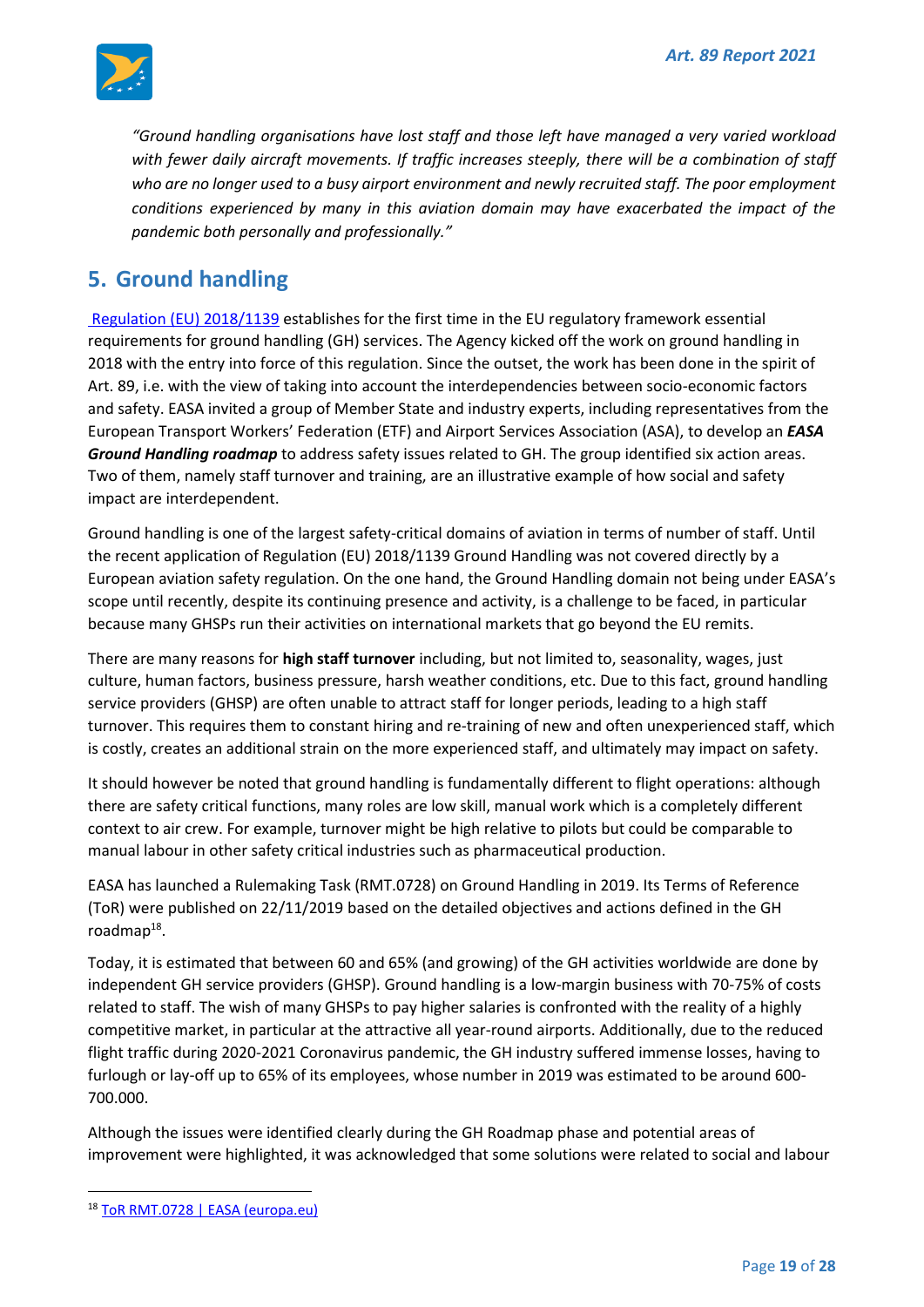*"Ground handling organisations have lost staff and those left have managed a very varied workload with fewer daily aircraft movements. If traffic increases steeply, there will be a combination of staff who are no longer used to a busy airport environment and newly recruited staff. The poor employment conditions experienced by many in this aviation domain may have exacerbated the impact of the pandemic both personally and professionally."*

## 5. Ground handling

Regulation (EU) 2018/1139 establishes for the first time in the EU regulatory framework essential requirements for ground handling (GH) services. The Agency kicked off the work on ground handling in 2018 with the entry into force of this regulation. Since the outset, the work has been done in the spirit of Art. 89, i.e. with the view of taking into account the interdependencies between socio-economic factors and safety. EASA invited a group of Member State and industry experts, including representatives from the European Transport Workers' Federation (ETF) and Airport Services Association (ASA), to develop an ***EASA Ground Handling roadmap*** to address safety issues related to GH. The group identified six action areas. Two of them, namely staff turnover and training, are an illustrative example of how social and safety impact are interdependent.

Ground handling is one of the largest safety-critical domains of aviation in terms of number of staff. Until the recent application of Regulation (EU) 2018/1139 Ground Handling was not covered directly by a European aviation safety regulation. On the one hand, the Ground Handling domain not being under EASA's scope until recently, despite its continuing presence and activity, is a challenge to be faced, in particular because many GHSPs run their activities on international markets that go beyond the EU remits.

There are many reasons for **high staff turnover** including, but not limited to, seasonality, wages, just culture, human factors, business pressure, harsh weather conditions, etc. Due to this fact, ground handling service providers (GHSP) are often unable to attract staff for longer periods, leading to a high staff turnover. This requires them to constant hiring and re-training of new and often unexperienced staff, which is costly, creates an additional strain on the more experienced staff, and ultimately may impact on safety.

It should however be noted that ground handling is fundamentally different to flight operations: although there are safety critical functions, many roles are low skill, manual work which is a completely different context to air crew. For example, turnover might be high relative to pilots but could be comparable to manual labour in other safety critical industries such as pharmaceutical production.

EASA has launched a Rulemaking Task (RMT.0728) on Ground Handling in 2019. Its Terms of Reference (ToR) were published on 22/11/2019 based on the detailed objectives and actions defined in the GH roadmap[18].

Today, it is estimated that between 60 and 65% (and growing) of the GH activities worldwide are done by independent GH service providers (GHSP). Ground handling is a low-margin business with 70-75% of costs related to staff. The wish of many GHSPs to pay higher salaries is confronted with the reality of a highly competitive market, in particular at the attractive all year-round airports. Additionally, due to the reduced flight traffic during 2020-2021 Coronavirus pandemic, the GH industry suffered immense losses, having to furlough or lay-off up to 65% of its employees, whose number in 2019 was estimated to be around 600-700.000.

Although the issues were identified clearly during the GH Roadmap phase and potential areas of improvement were highlighted, it was acknowledged that some solutions were related to social and labour

[18] ToR RMT.0728 | EASA (europa.eu)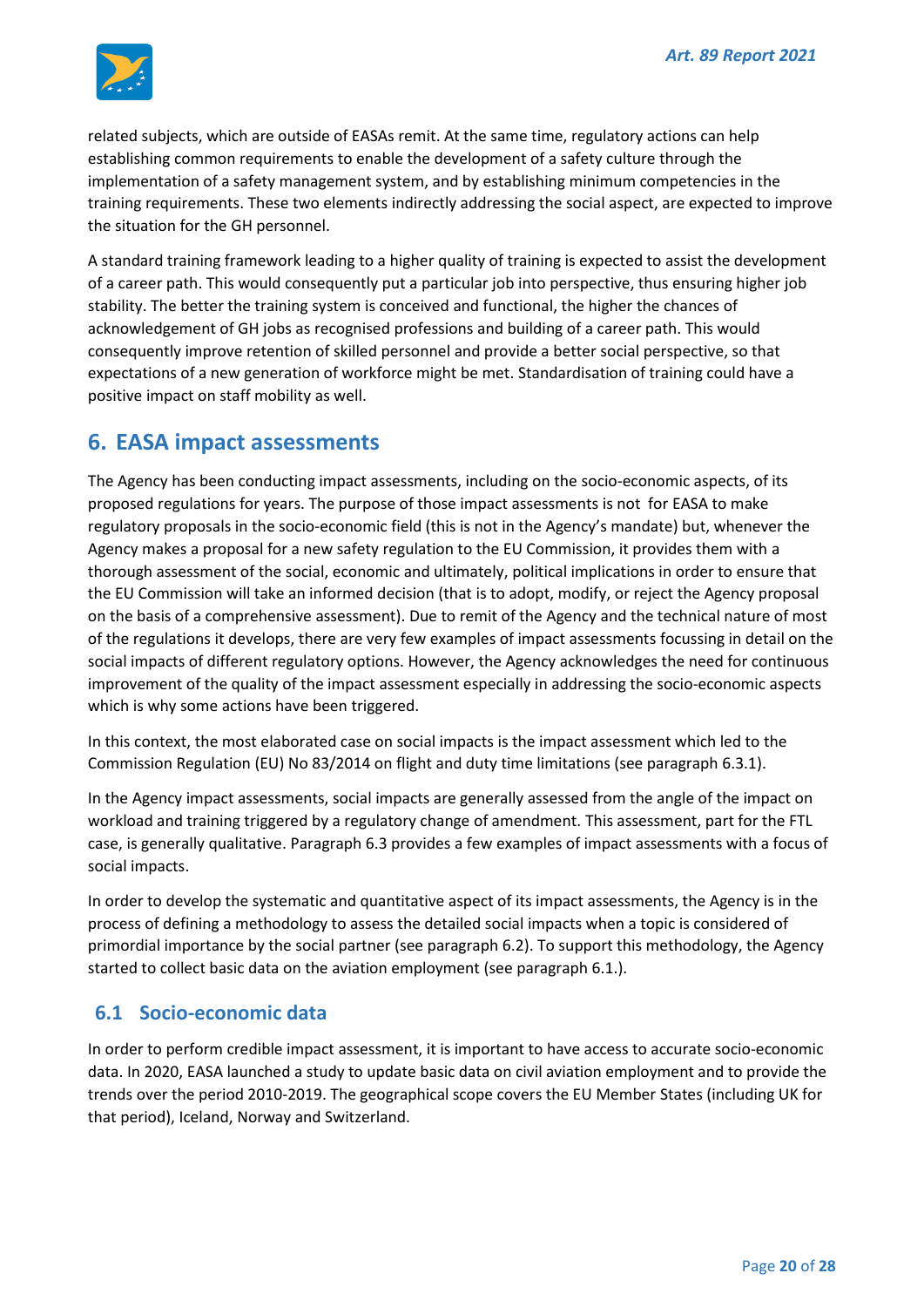related subjects, which are outside of EASAs remit. At the same time, regulatory actions can help establishing common requirements to enable the development of a safety culture through the implementation of a safety management system, and by establishing minimum competencies in the training requirements. These two elements indirectly addressing the social aspect, are expected to improve the situation for the GH personnel.

A standard training framework leading to a higher quality of training is expected to assist the development of a career path. This would consequently put a particular job into perspective, thus ensuring higher job stability. The better the training system is conceived and functional, the higher the chances of acknowledgement of GH jobs as recognised professions and building of a career path. This would consequently improve retention of skilled personnel and provide a better social perspective, so that expectations of a new generation of workforce might be met. Standardisation of training could have a positive impact on staff mobility as well.

## 6. EASA impact assessments

The Agency has been conducting impact assessments, including on the socio-economic aspects, of its proposed regulations for years. The purpose of those impact assessments is not for EASA to make regulatory proposals in the socio-economic field (this is not in the Agency's mandate) but, whenever the Agency makes a proposal for a new safety regulation to the EU Commission, it provides them with a thorough assessment of the social, economic and ultimately, political implications in order to ensure that the EU Commission will take an informed decision (that is to adopt, modify, or reject the Agency proposal on the basis of a comprehensive assessment). Due to remit of the Agency and the technical nature of most of the regulations it develops, there are very few examples of impact assessments focussing in detail on the social impacts of different regulatory options. However, the Agency acknowledges the need for continuous improvement of the quality of the impact assessment especially in addressing the socio-economic aspects which is why some actions have been triggered.

In this context, the most elaborated case on social impacts is the impact assessment which led to the Commission Regulation (EU) No 83/2014 on flight and duty time limitations (see paragraph 6.3.1).

In the Agency impact assessments, social impacts are generally assessed from the angle of the impact on workload and training triggered by a regulatory change of amendment. This assessment, part for the FTL case, is generally qualitative. Paragraph 6.3 provides a few examples of impact assessments with a focus of social impacts.

In order to develop the systematic and quantitative aspect of its impact assessments, the Agency is in the process of defining a methodology to assess the detailed social impacts when a topic is considered of primordial importance by the social partner (see paragraph 6.2). To support this methodology, the Agency started to collect basic data on the aviation employment (see paragraph 6.1.).

### 6.1 Socio-economic data

In order to perform credible impact assessment, it is important to have access to accurate socio-economic data. In 2020, EASA launched a study to update basic data on civil aviation employment and to provide the trends over the period 2010-2019. The geographical scope covers the EU Member States (including UK for that period), Iceland, Norway and Switzerland.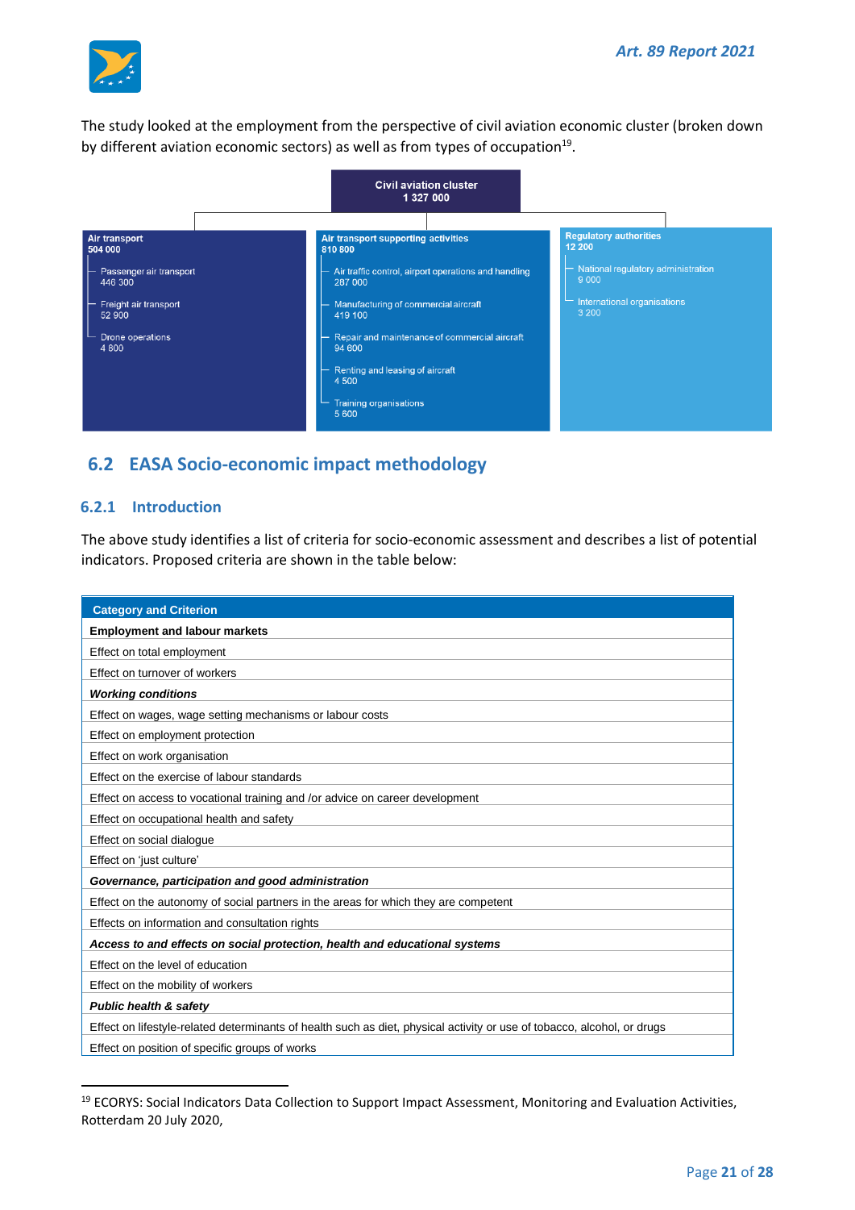The study looked at the employment from the perspective of civil aviation economic cluster (broken down by different aviation economic sectors) as well as from types of occupation[19].

**Civil aviation cluster**
**1 327 000**

**Air transport**
**504 000**

- Passenger air transport 446 300
- Freight air transport 52 900
- Drone operations 4 800

**Air transport supporting activities**
**810 800**

- Air traffic control, airport operations and handling 287 000
- Manufacturing of commercial aircraft 419 100
- Repair and maintenance of commercial aircraft 94 600
- Renting and leasing of aircraft 4 500
- Training organisations 5 600

**Regulatory authorities**
**12 200**

- National regulatory administration 9 000
- International organisations 3 200

## 6.2 EASA Socio-economic impact methodology

### 6.2.1 Introduction

The above study identifies a list of criteria for socio-economic assessment and describes a list of potential indicators. Proposed criteria are shown in the table below:

| Category and Criterion |
|---|
| **Employment and labour markets** |
| Effect on total employment |
| Effect on turnover of workers |
| ***Working conditions*** |
| Effect on wages, wage setting mechanisms or labour costs |
| Effect on employment protection |
| Effect on work organisation |
| Effect on the exercise of labour standards |
| Effect on access to vocational training and /or advice on career development |
| Effect on occupational health and safety |
| Effect on social dialogue |
| Effect on 'just culture' |
| ***Governance, participation and good administration*** |
| Effect on the autonomy of social partners in the areas for which they are competent |
| Effects on information and consultation rights |
| ***Access to and effects on social protection, health and educational systems*** |
| Effect on the level of education |
| Effect on the mobility of workers |
| ***Public health & safety*** |
| Effect on lifestyle-related determinants of health such as diet, physical activity or use of tobacco, alcohol, or drugs |
| Effect on position of specific groups of works |

[19] ECORYS: Social Indicators Data Collection to Support Impact Assessment, Monitoring and Evaluation Activities, Rotterdam 20 July 2020,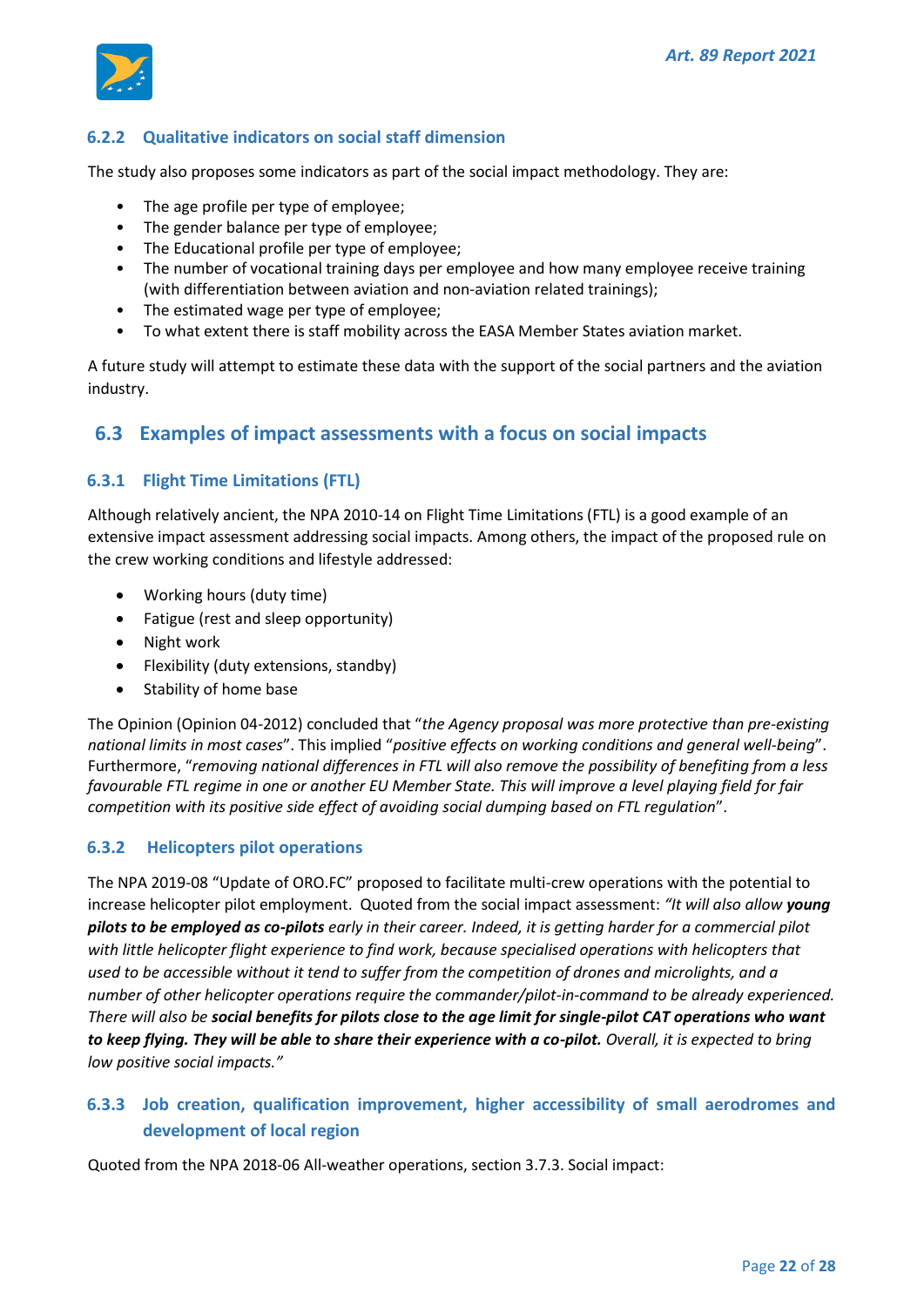### 6.2.2 Qualitative indicators on social staff dimension

The study also proposes some indicators as part of the social impact methodology. They are:

- The age profile per type of employee;
- The gender balance per type of employee;
- The Educational profile per type of employee;
- The number of vocational training days per employee and how many employee receive training (with differentiation between aviation and non-aviation related trainings);
- The estimated wage per type of employee;
- To what extent there is staff mobility across the EASA Member States aviation market.

A future study will attempt to estimate these data with the support of the social partners and the aviation industry.

## 6.3 Examples of impact assessments with a focus on social impacts

### 6.3.1 Flight Time Limitations (FTL)

Although relatively ancient, the NPA 2010-14 on Flight Time Limitations (FTL) is a good example of an extensive impact assessment addressing social impacts. Among others, the impact of the proposed rule on the crew working conditions and lifestyle addressed:

- Working hours (duty time)
- Fatigue (rest and sleep opportunity)
- Night work
- Flexibility (duty extensions, standby)
- Stability of home base

The Opinion (Opinion 04-2012) concluded that "*the Agency proposal was more protective than pre-existing national limits in most cases*". This implied "*positive effects on working conditions and general well-being*". Furthermore, "*removing national differences in FTL will also remove the possibility of benefiting from a less favourable FTL regime in one or another EU Member State. This will improve a level playing field for fair competition with its positive side effect of avoiding social dumping based on FTL regulation*".

### 6.3.2 Helicopters pilot operations

The NPA 2019-08 "Update of ORO.FC" proposed to facilitate multi-crew operations with the potential to increase helicopter pilot employment. Quoted from the social impact assessment: *"It will also allow **young pilots to be employed as co-pilots** early in their career. Indeed, it is getting harder for a commercial pilot with little helicopter flight experience to find work, because specialised operations with helicopters that used to be accessible without it tend to suffer from the competition of drones and microlights, and a number of other helicopter operations require the commander/pilot-in-command to be already experienced. There will also be **social benefits for pilots close to the age limit for single-pilot CAT operations who want to keep flying. They will be able to share their experience with a co-pilot.** Overall, it is expected to bring low positive social impacts."*

### 6.3.3 Job creation, qualification improvement, higher accessibility of small aerodromes and development of local region

Quoted from the NPA 2018-06 All-weather operations, section 3.7.3. Social impact: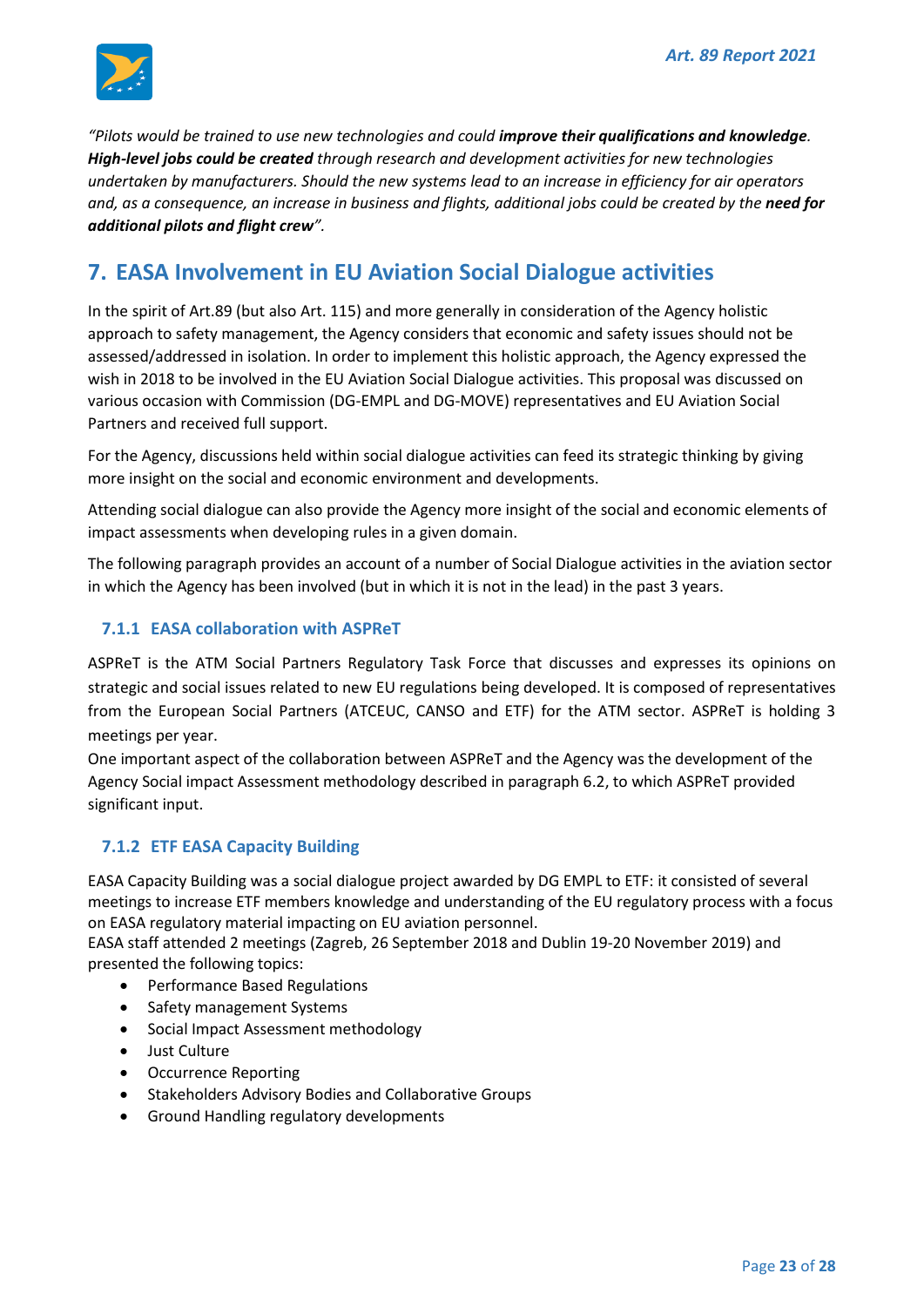*"Pilots would be trained to use new technologies and could **improve their qualifications and knowledge**. **High-level jobs could be created** through research and development activities for new technologies undertaken by manufacturers. Should the new systems lead to an increase in efficiency for air operators and, as a consequence, an increase in business and flights, additional jobs could be created by the **need for additional pilots and flight crew**".*

# 7. EASA Involvement in EU Aviation Social Dialogue activities

In the spirit of Art.89 (but also Art. 115) and more generally in consideration of the Agency holistic approach to safety management, the Agency considers that economic and safety issues should not be assessed/addressed in isolation. In order to implement this holistic approach, the Agency expressed the wish in 2018 to be involved in the EU Aviation Social Dialogue activities. This proposal was discussed on various occasion with Commission (DG-EMPL and DG-MOVE) representatives and EU Aviation Social Partners and received full support.

For the Agency, discussions held within social dialogue activities can feed its strategic thinking by giving more insight on the social and economic environment and developments.

Attending social dialogue can also provide the Agency more insight of the social and economic elements of impact assessments when developing rules in a given domain.

The following paragraph provides an account of a number of Social Dialogue activities in the aviation sector in which the Agency has been involved (but in which it is not in the lead) in the past 3 years.

### 7.1.1 EASA collaboration with ASPReT

ASPReT is the ATM Social Partners Regulatory Task Force that discusses and expresses its opinions on strategic and social issues related to new EU regulations being developed. It is composed of representatives from the European Social Partners (ATCEUC, CANSO and ETF) for the ATM sector. ASPReT is holding 3 meetings per year.

One important aspect of the collaboration between ASPReT and the Agency was the development of the Agency Social impact Assessment methodology described in paragraph 6.2, to which ASPReT provided significant input.

### 7.1.2 ETF EASA Capacity Building

EASA Capacity Building was a social dialogue project awarded by DG EMPL to ETF: it consisted of several meetings to increase ETF members knowledge and understanding of the EU regulatory process with a focus on EASA regulatory material impacting on EU aviation personnel.

EASA staff attended 2 meetings (Zagreb, 26 September 2018 and Dublin 19-20 November 2019) and presented the following topics:

- Performance Based Regulations
- Safety management Systems
- Social Impact Assessment methodology
- Just Culture
- Occurrence Reporting
- Stakeholders Advisory Bodies and Collaborative Groups
- Ground Handling regulatory developments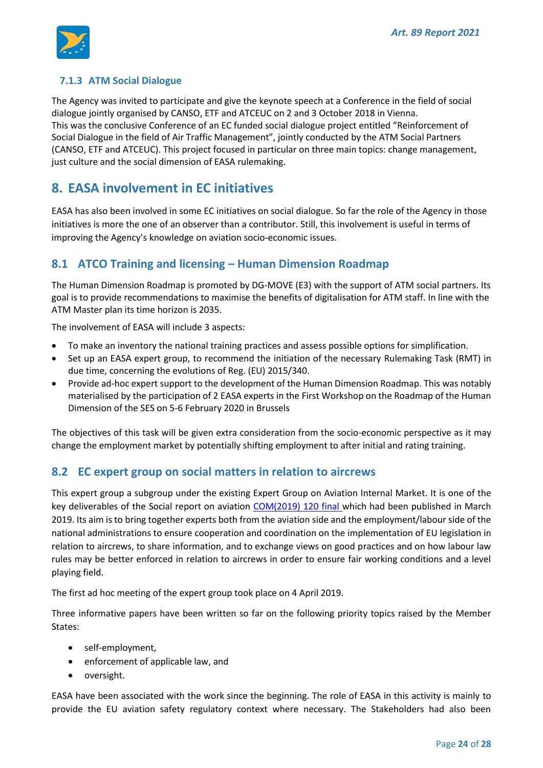### 7.1.3 ATM Social Dialogue

The Agency was invited to participate and give the keynote speech at a Conference in the field of social dialogue jointly organised by CANSO, ETF and ATCEUC on 2 and 3 October 2018 in Vienna.
This was the conclusive Conference of an EC funded social dialogue project entitled "Reinforcement of Social Dialogue in the field of Air Traffic Management", jointly conducted by the ATM Social Partners (CANSO, ETF and ATCEUC). This project focused in particular on three main topics: change management, just culture and the social dimension of EASA rulemaking.

# 8. EASA involvement in EC initiatives

EASA has also been involved in some EC initiatives on social dialogue. So far the role of the Agency in those initiatives is more the one of an observer than a contributor. Still, this involvement is useful in terms of improving the Agency's knowledge on aviation socio-economic issues.

## 8.1 ATCO Training and licensing – Human Dimension Roadmap

The Human Dimension Roadmap is promoted by DG-MOVE (E3) with the support of ATM social partners. Its goal is to provide recommendations to maximise the benefits of digitalisation for ATM staff. In line with the ATM Master plan its time horizon is 2035.

The involvement of EASA will include 3 aspects:

- To make an inventory the national training practices and assess possible options for simplification.
- Set up an EASA expert group, to recommend the initiation of the necessary Rulemaking Task (RMT) in due time, concerning the evolutions of Reg. (EU) 2015/340.
- Provide ad-hoc expert support to the development of the Human Dimension Roadmap. This was notably materialised by the participation of 2 EASA experts in the First Workshop on the Roadmap of the Human Dimension of the SES on 5-6 February 2020 in Brussels

The objectives of this task will be given extra consideration from the socio-economic perspective as it may change the employment market by potentially shifting employment to after initial and rating training.

## 8.2 EC expert group on social matters in relation to aircrews

This expert group a subgroup under the existing Expert Group on Aviation Internal Market. It is one of the key deliverables of the Social report on aviation COM(2019) 120 final which had been published in March 2019. Its aim is to bring together experts both from the aviation side and the employment/labour side of the national administrations to ensure cooperation and coordination on the implementation of EU legislation in relation to aircrews, to share information, and to exchange views on good practices and on how labour law rules may be better enforced in relation to aircrews in order to ensure fair working conditions and a level playing field.

The first ad hoc meeting of the expert group took place on 4 April 2019.

Three informative papers have been written so far on the following priority topics raised by the Member States:

- self-employment,
- enforcement of applicable law, and
- oversight.

EASA have been associated with the work since the beginning. The role of EASA in this activity is mainly to provide the EU aviation safety regulatory context where necessary. The Stakeholders had also been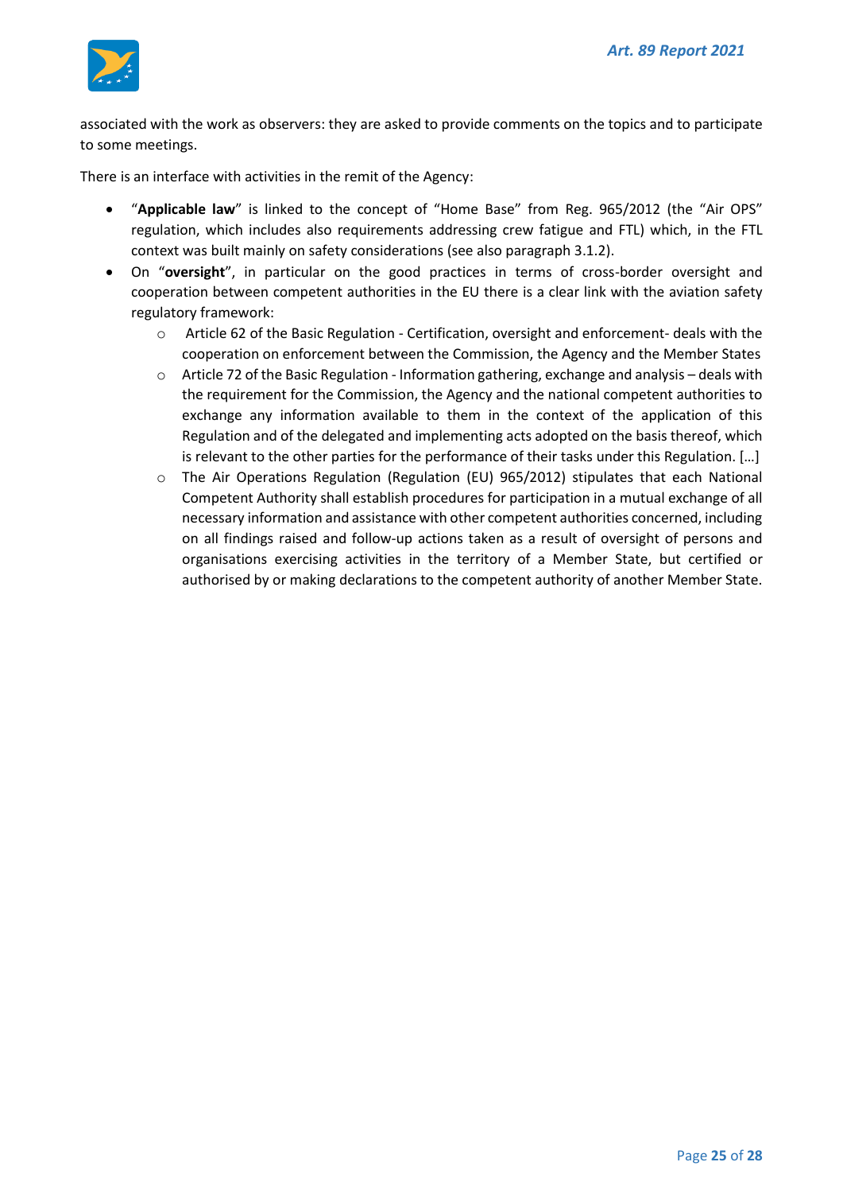associated with the work as observers: they are asked to provide comments on the topics and to participate to some meetings.

There is an interface with activities in the remit of the Agency:

- "**Applicable law**" is linked to the concept of "Home Base" from Reg. 965/2012 (the "Air OPS" regulation, which includes also requirements addressing crew fatigue and FTL) which, in the FTL context was built mainly on safety considerations (see also paragraph 3.1.2).
- On "**oversight**", in particular on the good practices in terms of cross-border oversight and cooperation between competent authorities in the EU there is a clear link with the aviation safety regulatory framework:
  - Article 62 of the Basic Regulation - Certification, oversight and enforcement- deals with the cooperation on enforcement between the Commission, the Agency and the Member States
  - Article 72 of the Basic Regulation - Information gathering, exchange and analysis – deals with the requirement for the Commission, the Agency and the national competent authorities to exchange any information available to them in the context of the application of this Regulation and of the delegated and implementing acts adopted on the basis thereof, which is relevant to the other parties for the performance of their tasks under this Regulation. […]
  - The Air Operations Regulation (Regulation (EU) 965/2012) stipulates that each National Competent Authority shall establish procedures for participation in a mutual exchange of all necessary information and assistance with other competent authorities concerned, including on all findings raised and follow-up actions taken as a result of oversight of persons and organisations exercising activities in the territory of a Member State, but certified or authorised by or making declarations to the competent authority of another Member State.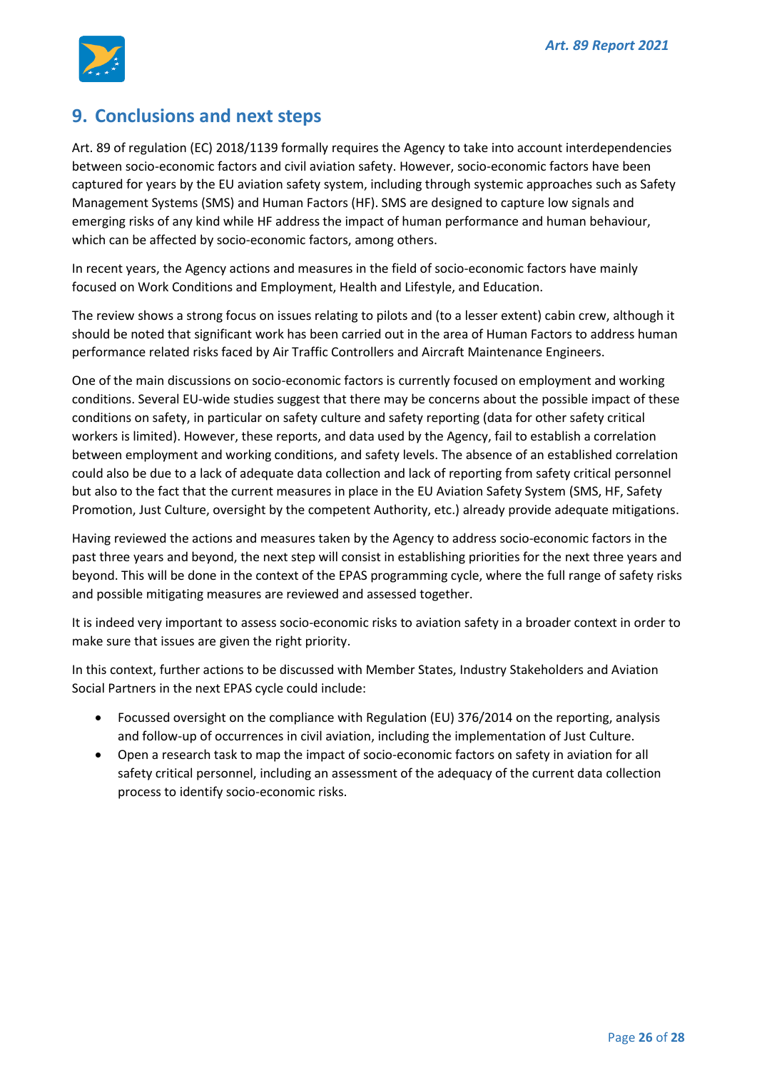## 9. Conclusions and next steps

Art. 89 of regulation (EC) 2018/1139 formally requires the Agency to take into account interdependencies between socio-economic factors and civil aviation safety. However, socio-economic factors have been captured for years by the EU aviation safety system, including through systemic approaches such as Safety Management Systems (SMS) and Human Factors (HF). SMS are designed to capture low signals and emerging risks of any kind while HF address the impact of human performance and human behaviour, which can be affected by socio-economic factors, among others.

In recent years, the Agency actions and measures in the field of socio-economic factors have mainly focused on Work Conditions and Employment, Health and Lifestyle, and Education.

The review shows a strong focus on issues relating to pilots and (to a lesser extent) cabin crew, although it should be noted that significant work has been carried out in the area of Human Factors to address human performance related risks faced by Air Traffic Controllers and Aircraft Maintenance Engineers.

One of the main discussions on socio-economic factors is currently focused on employment and working conditions. Several EU-wide studies suggest that there may be concerns about the possible impact of these conditions on safety, in particular on safety culture and safety reporting (data for other safety critical workers is limited). However, these reports, and data used by the Agency, fail to establish a correlation between employment and working conditions, and safety levels. The absence of an established correlation could also be due to a lack of adequate data collection and lack of reporting from safety critical personnel but also to the fact that the current measures in place in the EU Aviation Safety System (SMS, HF, Safety Promotion, Just Culture, oversight by the competent Authority, etc.) already provide adequate mitigations.

Having reviewed the actions and measures taken by the Agency to address socio-economic factors in the past three years and beyond, the next step will consist in establishing priorities for the next three years and beyond. This will be done in the context of the EPAS programming cycle, where the full range of safety risks and possible mitigating measures are reviewed and assessed together.

It is indeed very important to assess socio-economic risks to aviation safety in a broader context in order to make sure that issues are given the right priority.

In this context, further actions to be discussed with Member States, Industry Stakeholders and Aviation Social Partners in the next EPAS cycle could include:

- Focussed oversight on the compliance with Regulation (EU) 376/2014 on the reporting, analysis and follow-up of occurrences in civil aviation, including the implementation of Just Culture.
- Open a research task to map the impact of socio-economic factors on safety in aviation for all safety critical personnel, including an assessment of the adequacy of the current data collection process to identify socio-economic risks.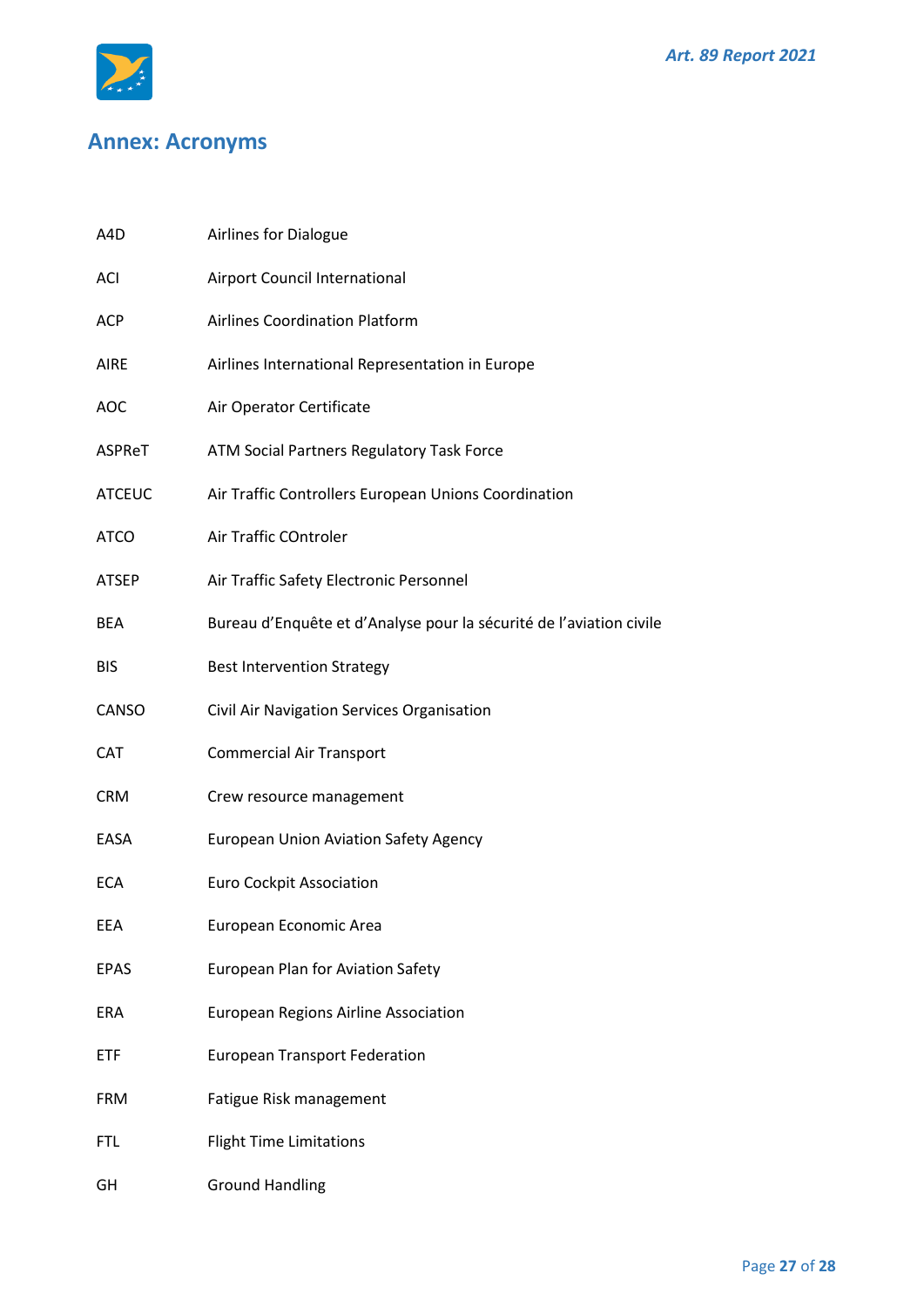## Annex: Acronyms

| | |
|---|---|
| A4D | Airlines for Dialogue |
| ACI | Airport Council International |
| ACP | Airlines Coordination Platform |
| AIRE | Airlines International Representation in Europe |
| AOC | Air Operator Certificate |
| ASPReT | ATM Social Partners Regulatory Task Force |
| ATCEUC | Air Traffic Controllers European Unions Coordination |
| ATCO | Air Traffic COntroler |
| ATSEP | Air Traffic Safety Electronic Personnel |
| BEA | Bureau d'Enquête et d'Analyse pour la sécurité de l'aviation civile |
| BIS | Best Intervention Strategy |
| CANSO | Civil Air Navigation Services Organisation |
| CAT | Commercial Air Transport |
| CRM | Crew resource management |
| EASA | European Union Aviation Safety Agency |
| ECA | Euro Cockpit Association |
| EEA | European Economic Area |
| EPAS | European Plan for Aviation Safety |
| ERA | European Regions Airline Association |
| ETF | European Transport Federation |
| FRM | Fatigue Risk management |
| FTL | Flight Time Limitations |
| GH | Ground Handling |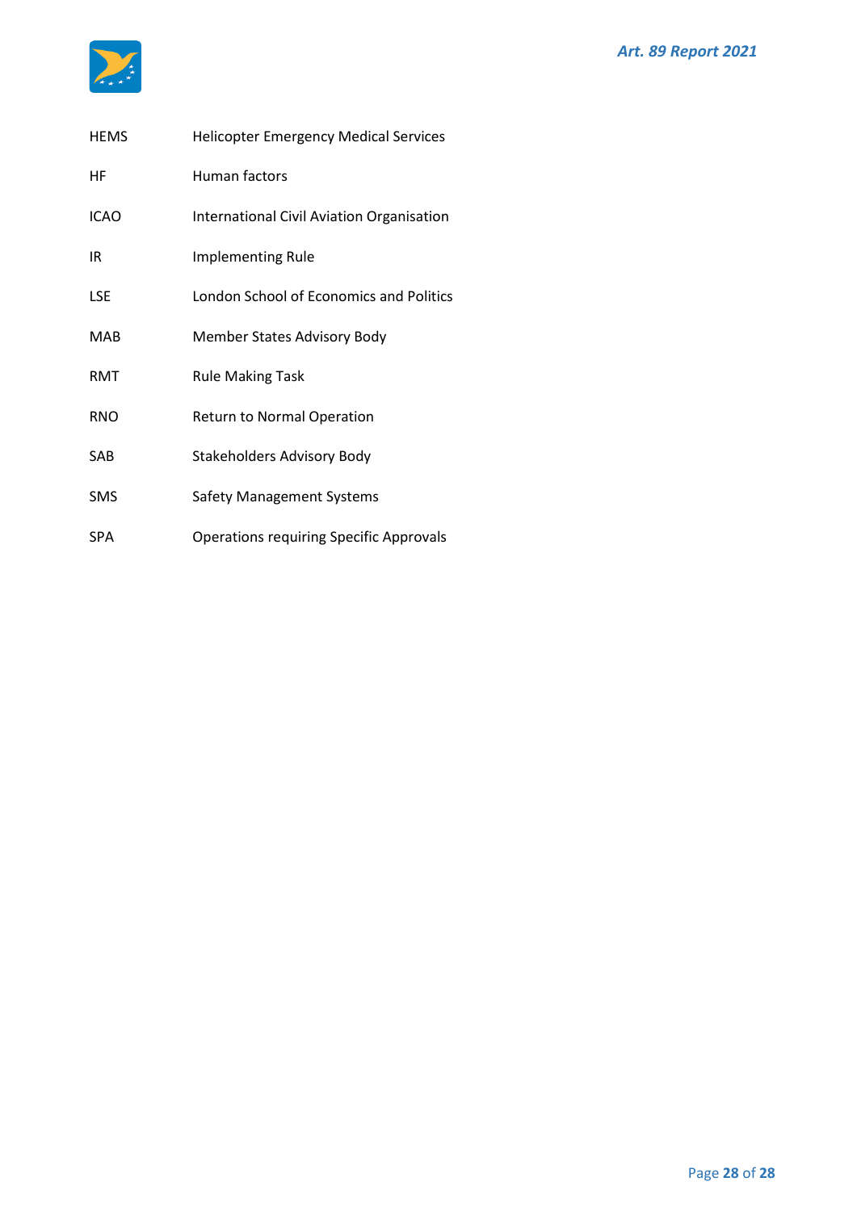| | |
|---|---|
| HEMS | Helicopter Emergency Medical Services |
| HF | Human factors |
| ICAO | International Civil Aviation Organisation |
| IR | Implementing Rule |
| LSE | London School of Economics and Politics |
| MAB | Member States Advisory Body |
| RMT | Rule Making Task |
| RNO | Return to Normal Operation |
| SAB | Stakeholders Advisory Body |
| SMS | Safety Management Systems |
| SPA | Operations requiring Specific Approvals |